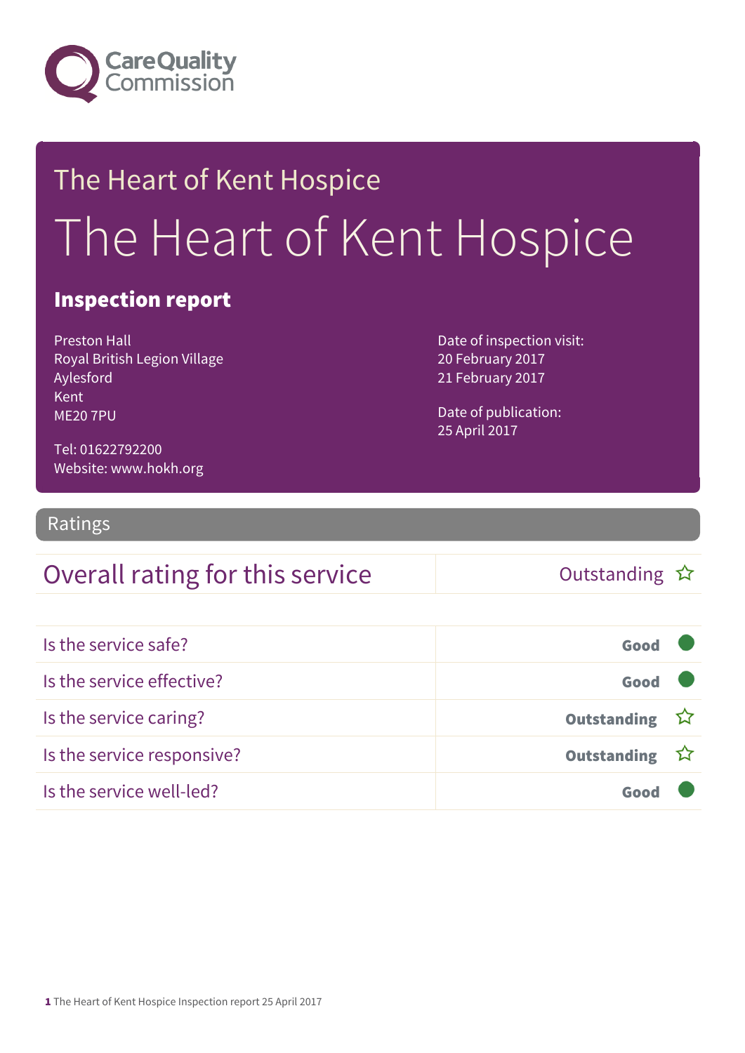Care Quality Commission

# The Heart of Kent Hospice

# The Heart of Kent Hospice

## Inspection report

Preston Hall
Royal British Legion Village
Aylesford
Kent
ME20 7PU

Tel: 01622792200
Website: www.hokh.org

Date of inspection visit:
20 February 2017
21 February 2017

Date of publication:
25 April 2017

## Ratings

| Overall rating for this service | Outstanding ☆ |
|---|---|

| | |
|---|---|
| Is the service safe? | Good |
| Is the service effective? | Good |
| Is the service caring? | Outstanding ☆ |
| Is the service responsive? | Outstanding ☆ |
| Is the service well-led? | Good |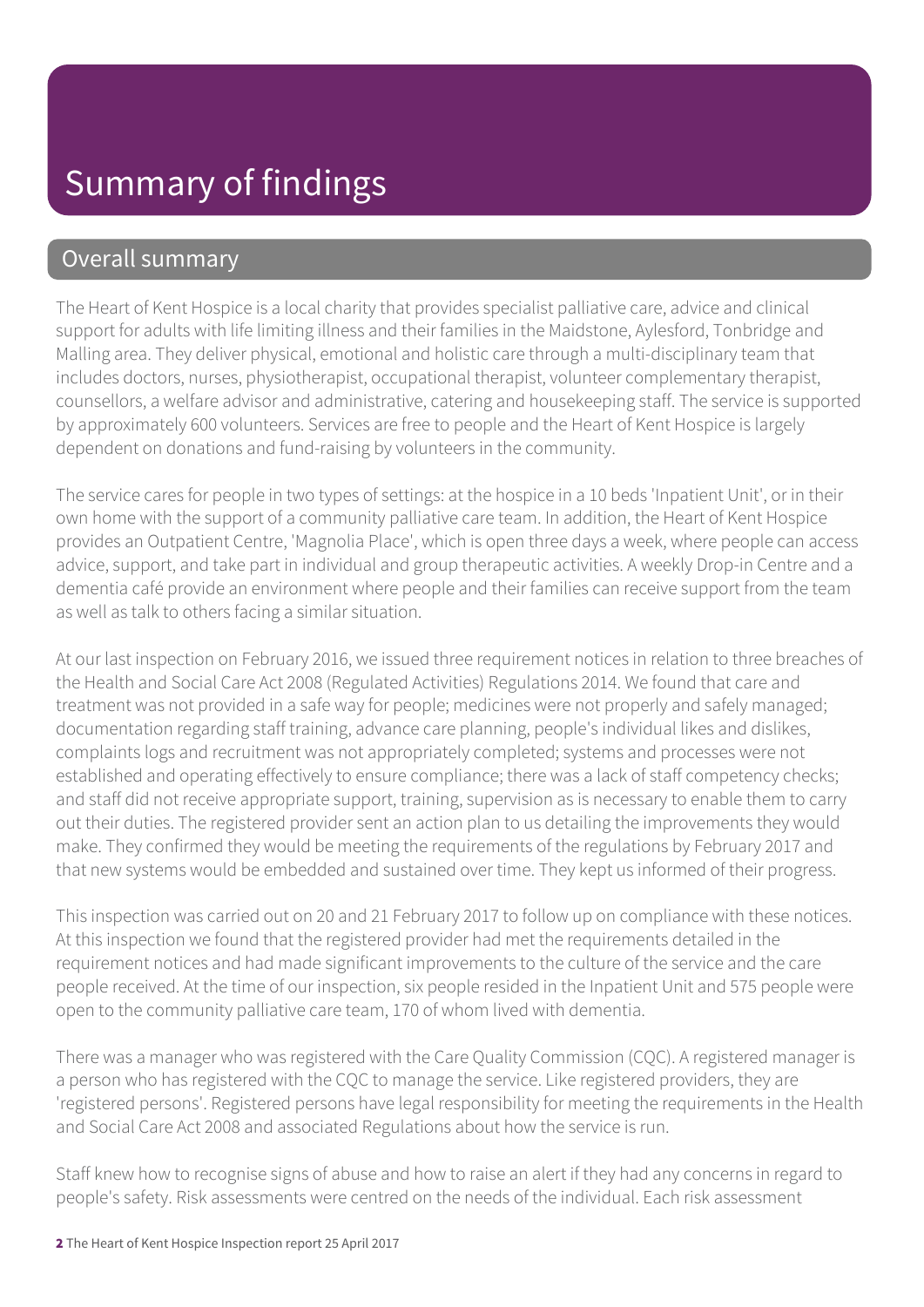# Summary of findings

## Overall summary

The Heart of Kent Hospice is a local charity that provides specialist palliative care, advice and clinical support for adults with life limiting illness and their families in the Maidstone, Aylesford, Tonbridge and Malling area. They deliver physical, emotional and holistic care through a multi-disciplinary team that includes doctors, nurses, physiotherapist, occupational therapist, volunteer complementary therapist, counsellors, a welfare advisor and administrative, catering and housekeeping staff. The service is supported by approximately 600 volunteers. Services are free to people and the Heart of Kent Hospice is largely dependent on donations and fund-raising by volunteers in the community.

The service cares for people in two types of settings: at the hospice in a 10 beds 'Inpatient Unit', or in their own home with the support of a community palliative care team. In addition, the Heart of Kent Hospice provides an Outpatient Centre, 'Magnolia Place', which is open three days a week, where people can access advice, support, and take part in individual and group therapeutic activities. A weekly Drop-in Centre and a dementia café provide an environment where people and their families can receive support from the team as well as talk to others facing a similar situation.

At our last inspection on February 2016, we issued three requirement notices in relation to three breaches of the Health and Social Care Act 2008 (Regulated Activities) Regulations 2014. We found that care and treatment was not provided in a safe way for people; medicines were not properly and safely managed; documentation regarding staff training, advance care planning, people's individual likes and dislikes, complaints logs and recruitment was not appropriately completed; systems and processes were not established and operating effectively to ensure compliance; there was a lack of staff competency checks; and staff did not receive appropriate support, training, supervision as is necessary to enable them to carry out their duties. The registered provider sent an action plan to us detailing the improvements they would make. They confirmed they would be meeting the requirements of the regulations by February 2017 and that new systems would be embedded and sustained over time. They kept us informed of their progress.

This inspection was carried out on 20 and 21 February 2017 to follow up on compliance with these notices. At this inspection we found that the registered provider had met the requirements detailed in the requirement notices and had made significant improvements to the culture of the service and the care people received. At the time of our inspection, six people resided in the Inpatient Unit and 575 people were open to the community palliative care team, 170 of whom lived with dementia.

There was a manager who was registered with the Care Quality Commission (CQC). A registered manager is a person who has registered with the CQC to manage the service. Like registered providers, they are 'registered persons'. Registered persons have legal responsibility for meeting the requirements in the Health and Social Care Act 2008 and associated Regulations about how the service is run.

Staff knew how to recognise signs of abuse and how to raise an alert if they had any concerns in regard to people's safety. Risk assessments were centred on the needs of the individual. Each risk assessment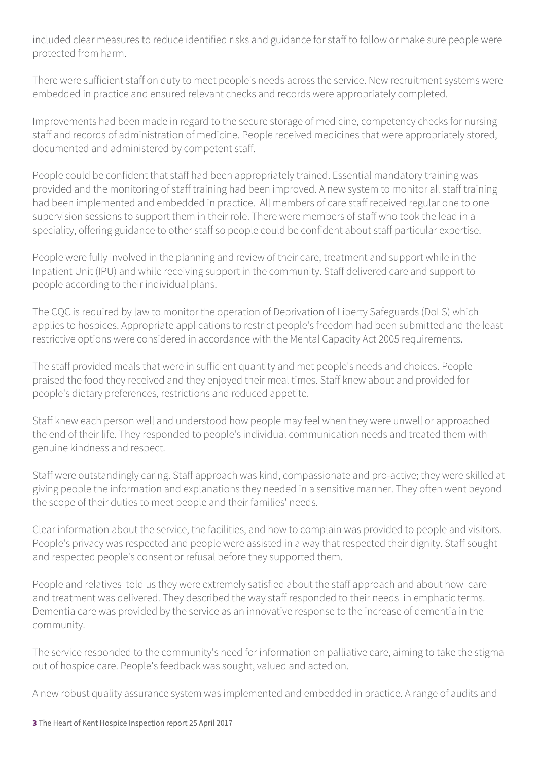included clear measures to reduce identified risks and guidance for staff to follow or make sure people were protected from harm.

There were sufficient staff on duty to meet people's needs across the service. New recruitment systems were embedded in practice and ensured relevant checks and records were appropriately completed.

Improvements had been made in regard to the secure storage of medicine, competency checks for nursing staff and records of administration of medicine. People received medicines that were appropriately stored, documented and administered by competent staff.

People could be confident that staff had been appropriately trained. Essential mandatory training was provided and the monitoring of staff training had been improved. A new system to monitor all staff training had been implemented and embedded in practice. All members of care staff received regular one to one supervision sessions to support them in their role. There were members of staff who took the lead in a speciality, offering guidance to other staff so people could be confident about staff particular expertise.

People were fully involved in the planning and review of their care, treatment and support while in the Inpatient Unit (IPU) and while receiving support in the community. Staff delivered care and support to people according to their individual plans.

The CQC is required by law to monitor the operation of Deprivation of Liberty Safeguards (DoLS) which applies to hospices. Appropriate applications to restrict people's freedom had been submitted and the least restrictive options were considered in accordance with the Mental Capacity Act 2005 requirements.

The staff provided meals that were in sufficient quantity and met people's needs and choices. People praised the food they received and they enjoyed their meal times. Staff knew about and provided for people's dietary preferences, restrictions and reduced appetite.

Staff knew each person well and understood how people may feel when they were unwell or approached the end of their life. They responded to people's individual communication needs and treated them with genuine kindness and respect.

Staff were outstandingly caring. Staff approach was kind, compassionate and pro-active; they were skilled at giving people the information and explanations they needed in a sensitive manner. They often went beyond the scope of their duties to meet people and their families' needs.

Clear information about the service, the facilities, and how to complain was provided to people and visitors. People's privacy was respected and people were assisted in a way that respected their dignity. Staff sought and respected people's consent or refusal before they supported them.

People and relatives told us they were extremely satisfied about the staff approach and about how care and treatment was delivered. They described the way staff responded to their needs in emphatic terms. Dementia care was provided by the service as an innovative response to the increase of dementia in the community.

The service responded to the community's need for information on palliative care, aiming to take the stigma out of hospice care. People's feedback was sought, valued and acted on.

A new robust quality assurance system was implemented and embedded in practice. A range of audits and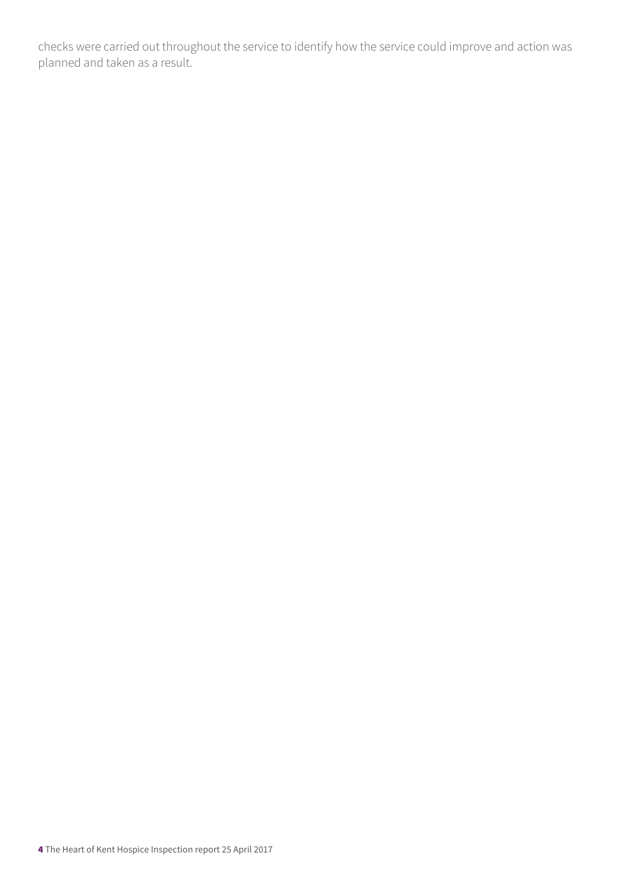checks were carried out throughout the service to identify how the service could improve and action was planned and taken as a result.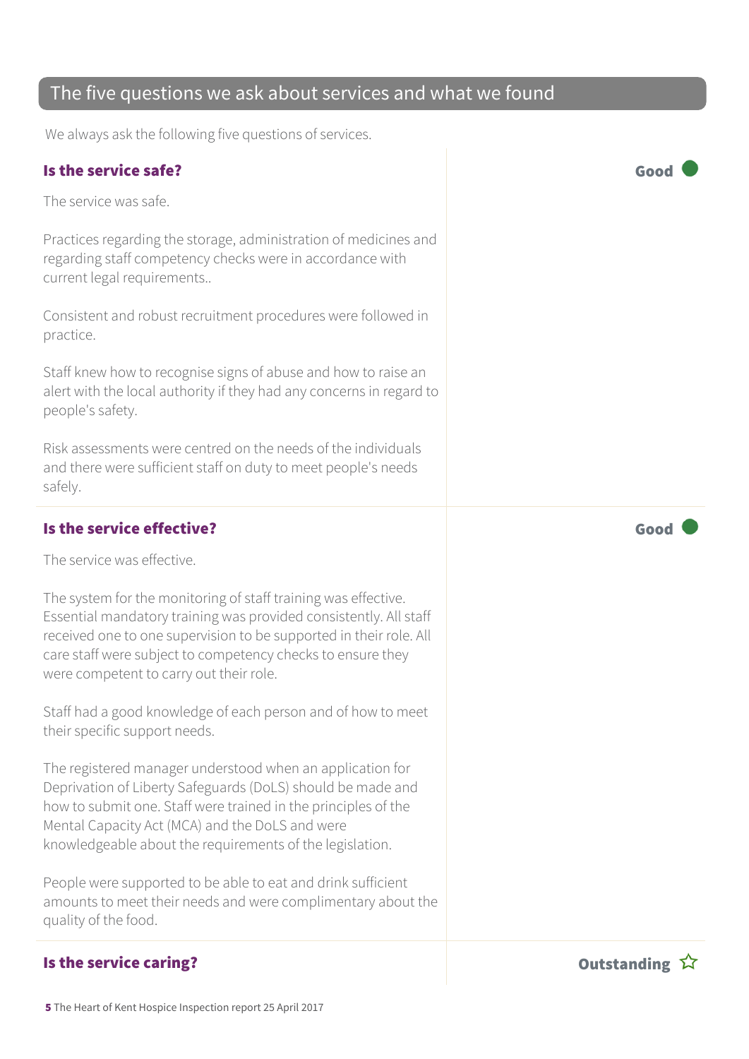## The five questions we ask about services and what we found

We always ask the following five questions of services.

### Is the service safe?

**Good**

The service was safe.

Practices regarding the storage, administration of medicines and regarding staff competency checks were in accordance with current legal requirements..

Consistent and robust recruitment procedures were followed in practice.

Staff knew how to recognise signs of abuse and how to raise an alert with the local authority if they had any concerns in regard to people's safety.

Risk assessments were centred on the needs of the individuals and there were sufficient staff on duty to meet people's needs safely.

### Is the service effective?

**Good**

The service was effective.

The system for the monitoring of staff training was effective. Essential mandatory training was provided consistently. All staff received one to one supervision to be supported in their role. All care staff were subject to competency checks to ensure they were competent to carry out their role.

Staff had a good knowledge of each person and of how to meet their specific support needs.

The registered manager understood when an application for Deprivation of Liberty Safeguards (DoLS) should be made and how to submit one. Staff were trained in the principles of the Mental Capacity Act (MCA) and the DoLS and were knowledgeable about the requirements of the legislation.

People were supported to be able to eat and drink sufficient amounts to meet their needs and were complimentary about the quality of the food.

### Is the service caring?

**Outstanding** ☆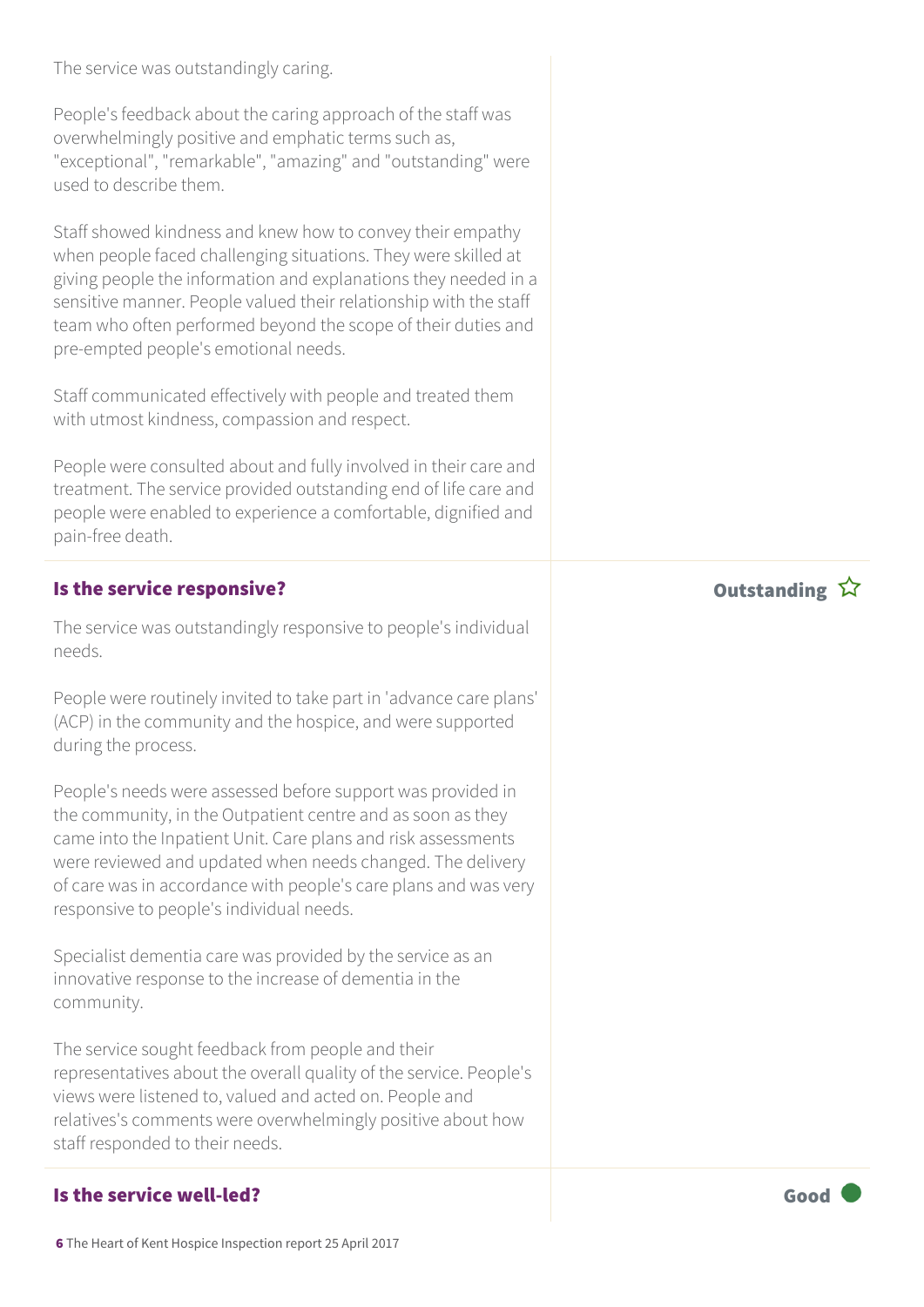The service was outstandingly caring.

People's feedback about the caring approach of the staff was overwhelmingly positive and emphatic terms such as, "exceptional", "remarkable", "amazing" and "outstanding" were used to describe them.

Staff showed kindness and knew how to convey their empathy when people faced challenging situations. They were skilled at giving people the information and explanations they needed in a sensitive manner. People valued their relationship with the staff team who often performed beyond the scope of their duties and pre-empted people's emotional needs.

Staff communicated effectively with people and treated them with utmost kindness, compassion and respect.

People were consulted about and fully involved in their care and treatment. The service provided outstanding end of life care and people were enabled to experience a comfortable, dignified and pain-free death.

### Is the service responsive?

**Outstanding** ☆

The service was outstandingly responsive to people's individual needs.

People were routinely invited to take part in 'advance care plans' (ACP) in the community and the hospice, and were supported during the process.

People's needs were assessed before support was provided in the community, in the Outpatient centre and as soon as they came into the Inpatient Unit. Care plans and risk assessments were reviewed and updated when needs changed. The delivery of care was in accordance with people's care plans and was very responsive to people's individual needs.

Specialist dementia care was provided by the service as an innovative response to the increase of dementia in the community.

The service sought feedback from people and their representatives about the overall quality of the service. People's views were listened to, valued and acted on. People and relatives's comments were overwhelmingly positive about how staff responded to their needs.

### Is the service well-led?

**Good**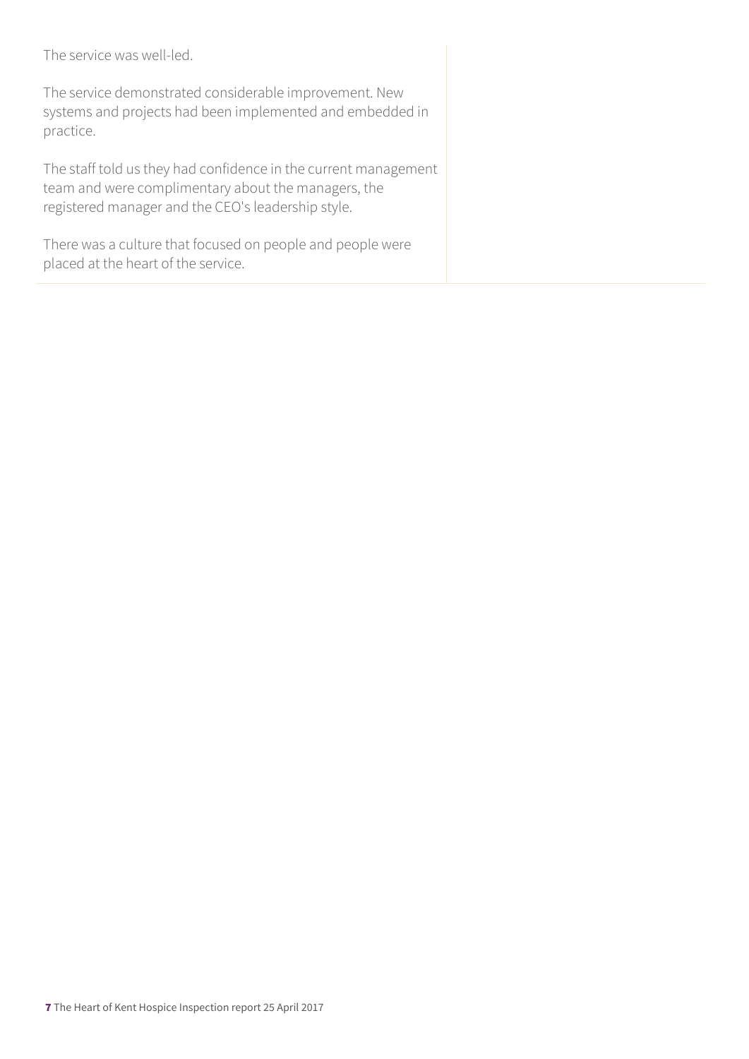The service was well-led.

The service demonstrated considerable improvement. New systems and projects had been implemented and embedded in practice.

The staff told us they had confidence in the current management team and were complimentary about the managers, the registered manager and the CEO's leadership style.

There was a culture that focused on people and people were placed at the heart of the service.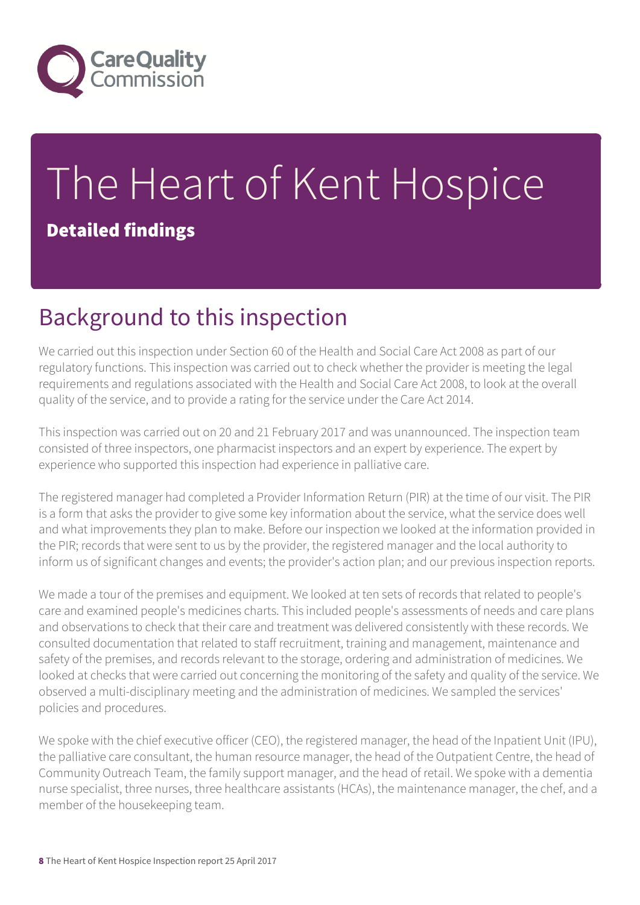# The Heart of Kent Hospice

**Detailed findings**

## Background to this inspection

We carried out this inspection under Section 60 of the Health and Social Care Act 2008 as part of our regulatory functions. This inspection was carried out to check whether the provider is meeting the legal requirements and regulations associated with the Health and Social Care Act 2008, to look at the overall quality of the service, and to provide a rating for the service under the Care Act 2014.

This inspection was carried out on 20 and 21 February 2017 and was unannounced. The inspection team consisted of three inspectors, one pharmacist inspectors and an expert by experience. The expert by experience who supported this inspection had experience in palliative care.

The registered manager had completed a Provider Information Return (PIR) at the time of our visit. The PIR is a form that asks the provider to give some key information about the service, what the service does well and what improvements they plan to make. Before our inspection we looked at the information provided in the PIR; records that were sent to us by the provider, the registered manager and the local authority to inform us of significant changes and events; the provider's action plan; and our previous inspection reports.

We made a tour of the premises and equipment. We looked at ten sets of records that related to people's care and examined people's medicines charts. This included people's assessments of needs and care plans and observations to check that their care and treatment was delivered consistently with these records. We consulted documentation that related to staff recruitment, training and management, maintenance and safety of the premises, and records relevant to the storage, ordering and administration of medicines. We looked at checks that were carried out concerning the monitoring of the safety and quality of the service. We observed a multi-disciplinary meeting and the administration of medicines. We sampled the services' policies and procedures.

We spoke with the chief executive officer (CEO), the registered manager, the head of the Inpatient Unit (IPU), the palliative care consultant, the human resource manager, the head of the Outpatient Centre, the head of Community Outreach Team, the family support manager, and the head of retail. We spoke with a dementia nurse specialist, three nurses, three healthcare assistants (HCAs), the maintenance manager, the chef, and a member of the housekeeping team.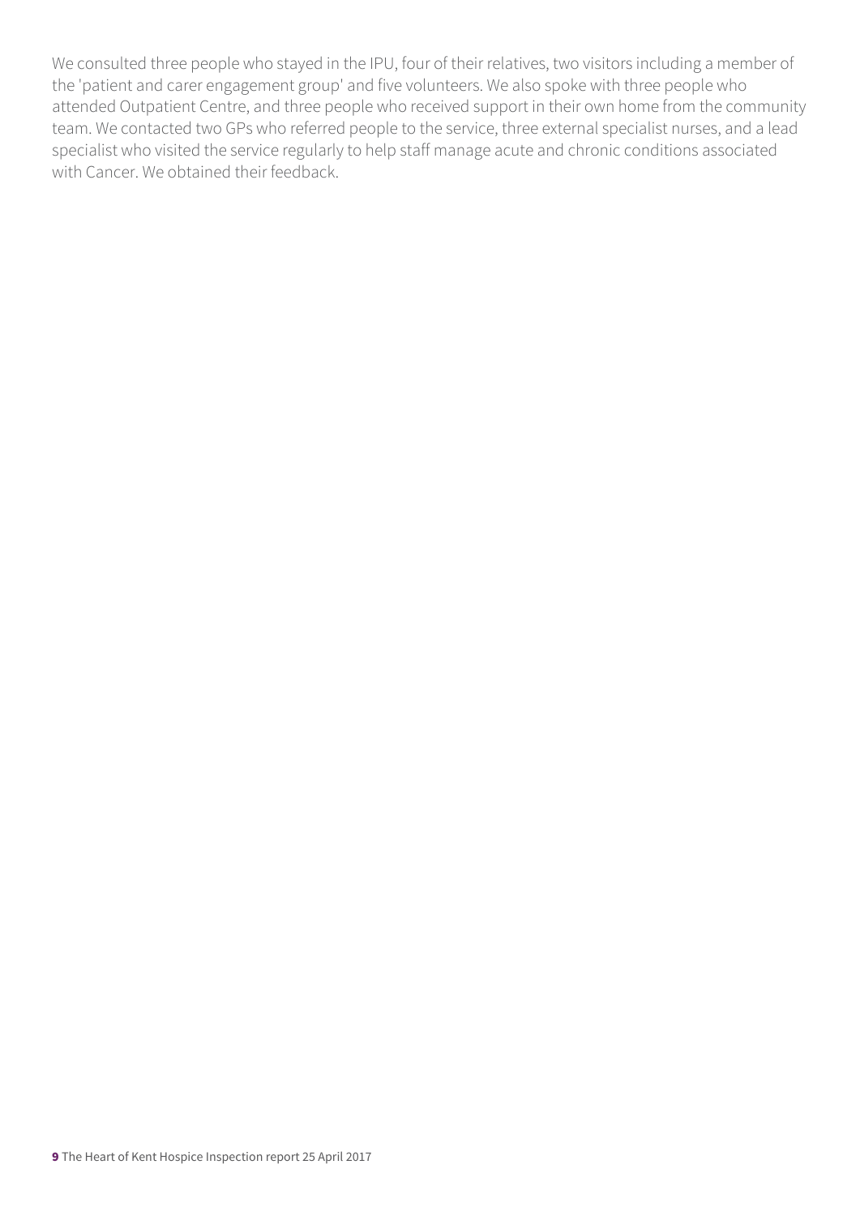We consulted three people who stayed in the IPU, four of their relatives, two visitors including a member of the 'patient and carer engagement group' and five volunteers. We also spoke with three people who attended Outpatient Centre, and three people who received support in their own home from the community team. We contacted two GPs who referred people to the service, three external specialist nurses, and a lead specialist who visited the service regularly to help staff manage acute and chronic conditions associated with Cancer. We obtained their feedback.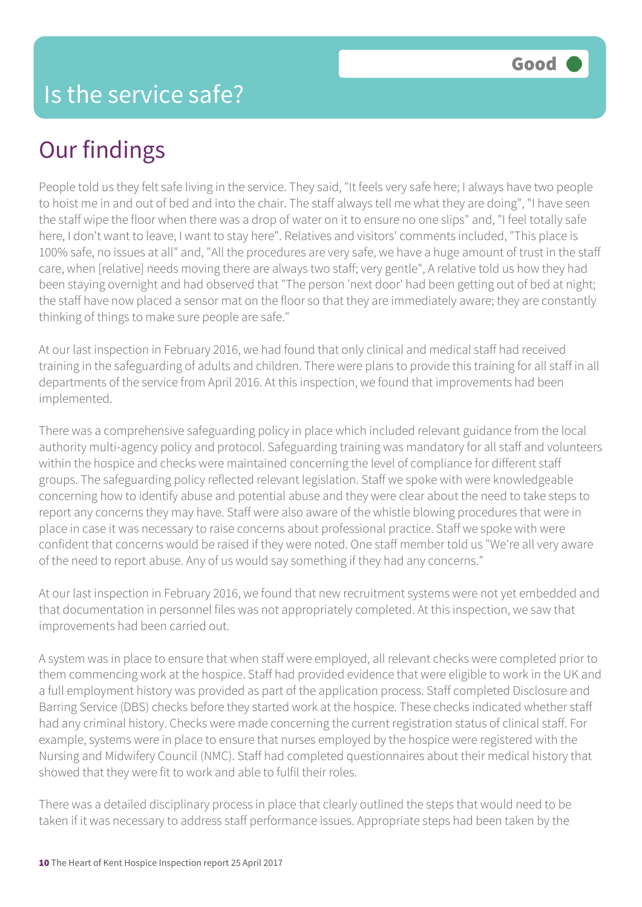# Is the service safe?

Good

## Our findings

People told us they felt safe living in the service. They said, "It feels very safe here; I always have two people to hoist me in and out of bed and into the chair. The staff always tell me what they are doing", "I have seen the staff wipe the floor when there was a drop of water on it to ensure no one slips" and, "I feel totally safe here, I don't want to leave, I want to stay here". Relatives and visitors' comments included, "This place is 100% safe, no issues at all" and, "All the procedures are very safe, we have a huge amount of trust in the staff care, when [relative] needs moving there are always two staff; very gentle", A relative told us how they had been staying overnight and had observed that "The person 'next door' had been getting out of bed at night; the staff have now placed a sensor mat on the floor so that they are immediately aware; they are constantly thinking of things to make sure people are safe."

At our last inspection in February 2016, we had found that only clinical and medical staff had received training in the safeguarding of adults and children. There were plans to provide this training for all staff in all departments of the service from April 2016. At this inspection, we found that improvements had been implemented.

There was a comprehensive safeguarding policy in place which included relevant guidance from the local authority multi-agency policy and protocol. Safeguarding training was mandatory for all staff and volunteers within the hospice and checks were maintained concerning the level of compliance for different staff groups. The safeguarding policy reflected relevant legislation. Staff we spoke with were knowledgeable concerning how to identify abuse and potential abuse and they were clear about the need to take steps to report any concerns they may have. Staff were also aware of the whistle blowing procedures that were in place in case it was necessary to raise concerns about professional practice. Staff we spoke with were confident that concerns would be raised if they were noted. One staff member told us "We're all very aware of the need to report abuse. Any of us would say something if they had any concerns."

At our last inspection in February 2016, we found that new recruitment systems were not yet embedded and that documentation in personnel files was not appropriately completed. At this inspection, we saw that improvements had been carried out.

A system was in place to ensure that when staff were employed, all relevant checks were completed prior to them commencing work at the hospice. Staff had provided evidence that were eligible to work in the UK and a full employment history was provided as part of the application process. Staff completed Disclosure and Barring Service (DBS) checks before they started work at the hospice. These checks indicated whether staff had any criminal history. Checks were made concerning the current registration status of clinical staff. For example, systems were in place to ensure that nurses employed by the hospice were registered with the Nursing and Midwifery Council (NMC). Staff had completed questionnaires about their medical history that showed that they were fit to work and able to fulfil their roles.

There was a detailed disciplinary process in place that clearly outlined the steps that would need to be taken if it was necessary to address staff performance issues. Appropriate steps had been taken by the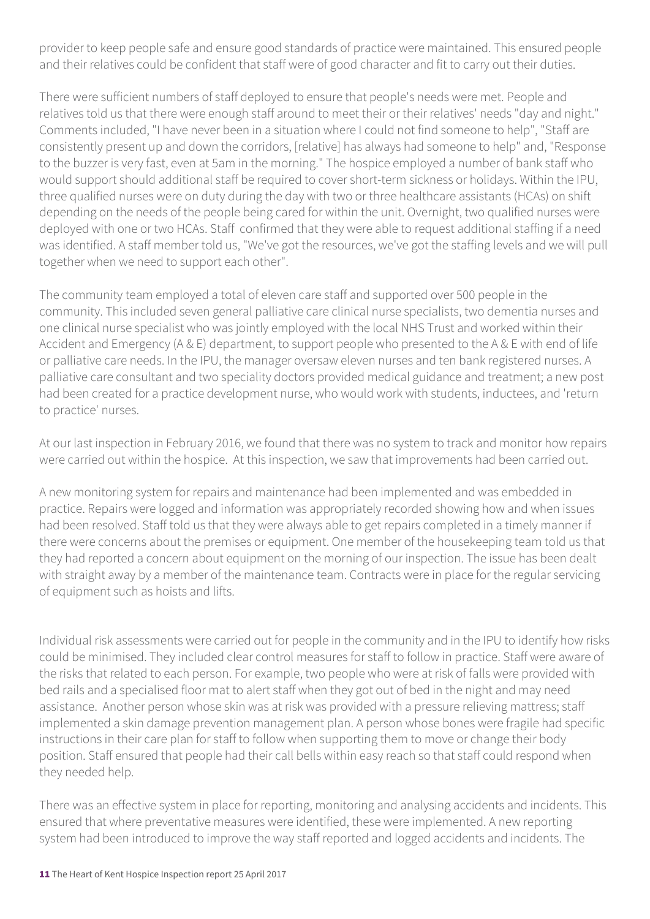provider to keep people safe and ensure good standards of practice were maintained. This ensured people and their relatives could be confident that staff were of good character and fit to carry out their duties.

There were sufficient numbers of staff deployed to ensure that people's needs were met. People and relatives told us that there were enough staff around to meet their or their relatives' needs "day and night." Comments included, "I have never been in a situation where I could not find someone to help", "Staff are consistently present up and down the corridors, [relative] has always had someone to help" and, "Response to the buzzer is very fast, even at 5am in the morning." The hospice employed a number of bank staff who would support should additional staff be required to cover short-term sickness or holidays. Within the IPU, three qualified nurses were on duty during the day with two or three healthcare assistants (HCAs) on shift depending on the needs of the people being cared for within the unit. Overnight, two qualified nurses were deployed with one or two HCAs. Staff confirmed that they were able to request additional staffing if a need was identified. A staff member told us, "We've got the resources, we've got the staffing levels and we will pull together when we need to support each other".

The community team employed a total of eleven care staff and supported over 500 people in the community. This included seven general palliative care clinical nurse specialists, two dementia nurses and one clinical nurse specialist who was jointly employed with the local NHS Trust and worked within their Accident and Emergency (A & E) department, to support people who presented to the A & E with end of life or palliative care needs. In the IPU, the manager oversaw eleven nurses and ten bank registered nurses. A palliative care consultant and two speciality doctors provided medical guidance and treatment; a new post had been created for a practice development nurse, who would work with students, inductees, and 'return to practice' nurses.

At our last inspection in February 2016, we found that there was no system to track and monitor how repairs were carried out within the hospice. At this inspection, we saw that improvements had been carried out.

A new monitoring system for repairs and maintenance had been implemented and was embedded in practice. Repairs were logged and information was appropriately recorded showing how and when issues had been resolved. Staff told us that they were always able to get repairs completed in a timely manner if there were concerns about the premises or equipment. One member of the housekeeping team told us that they had reported a concern about equipment on the morning of our inspection. The issue has been dealt with straight away by a member of the maintenance team. Contracts were in place for the regular servicing of equipment such as hoists and lifts.

Individual risk assessments were carried out for people in the community and in the IPU to identify how risks could be minimised. They included clear control measures for staff to follow in practice. Staff were aware of the risks that related to each person. For example, two people who were at risk of falls were provided with bed rails and a specialised floor mat to alert staff when they got out of bed in the night and may need assistance. Another person whose skin was at risk was provided with a pressure relieving mattress; staff implemented a skin damage prevention management plan. A person whose bones were fragile had specific instructions in their care plan for staff to follow when supporting them to move or change their body position. Staff ensured that people had their call bells within easy reach so that staff could respond when they needed help.

There was an effective system in place for reporting, monitoring and analysing accidents and incidents. This ensured that where preventative measures were identified, these were implemented. A new reporting system had been introduced to improve the way staff reported and logged accidents and incidents. The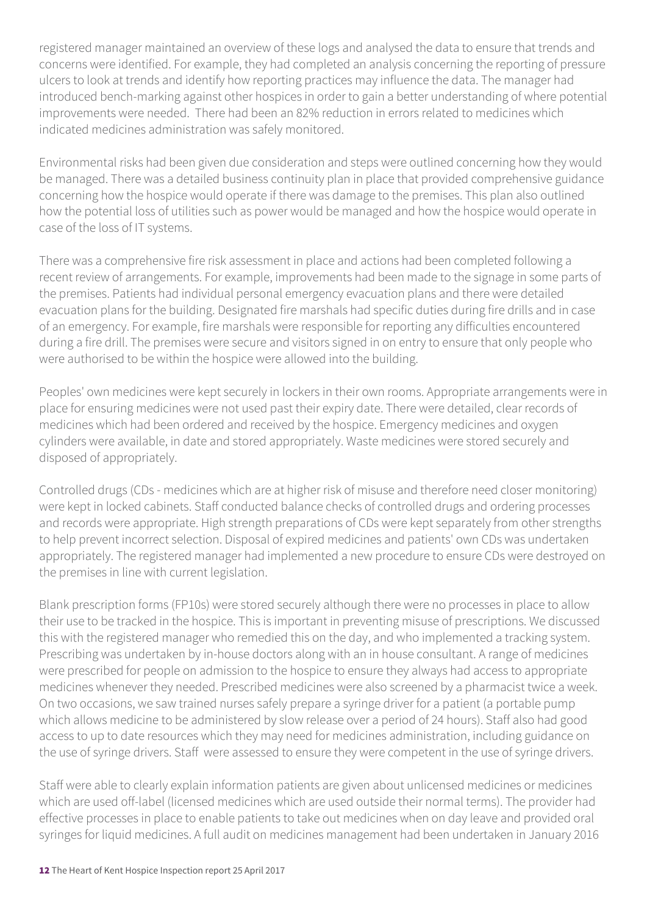registered manager maintained an overview of these logs and analysed the data to ensure that trends and concerns were identified. For example, they had completed an analysis concerning the reporting of pressure ulcers to look at trends and identify how reporting practices may influence the data. The manager had introduced bench-marking against other hospices in order to gain a better understanding of where potential improvements were needed. There had been an 82% reduction in errors related to medicines which indicated medicines administration was safely monitored.

Environmental risks had been given due consideration and steps were outlined concerning how they would be managed. There was a detailed business continuity plan in place that provided comprehensive guidance concerning how the hospice would operate if there was damage to the premises. This plan also outlined how the potential loss of utilities such as power would be managed and how the hospice would operate in case of the loss of IT systems.

There was a comprehensive fire risk assessment in place and actions had been completed following a recent review of arrangements. For example, improvements had been made to the signage in some parts of the premises. Patients had individual personal emergency evacuation plans and there were detailed evacuation plans for the building. Designated fire marshals had specific duties during fire drills and in case of an emergency. For example, fire marshals were responsible for reporting any difficulties encountered during a fire drill. The premises were secure and visitors signed in on entry to ensure that only people who were authorised to be within the hospice were allowed into the building.

Peoples' own medicines were kept securely in lockers in their own rooms. Appropriate arrangements were in place for ensuring medicines were not used past their expiry date. There were detailed, clear records of medicines which had been ordered and received by the hospice. Emergency medicines and oxygen cylinders were available, in date and stored appropriately. Waste medicines were stored securely and disposed of appropriately.

Controlled drugs (CDs - medicines which are at higher risk of misuse and therefore need closer monitoring) were kept in locked cabinets. Staff conducted balance checks of controlled drugs and ordering processes and records were appropriate. High strength preparations of CDs were kept separately from other strengths to help prevent incorrect selection. Disposal of expired medicines and patients' own CDs was undertaken appropriately. The registered manager had implemented a new procedure to ensure CDs were destroyed on the premises in line with current legislation.

Blank prescription forms (FP10s) were stored securely although there were no processes in place to allow their use to be tracked in the hospice. This is important in preventing misuse of prescriptions. We discussed this with the registered manager who remedied this on the day, and who implemented a tracking system. Prescribing was undertaken by in-house doctors along with an in house consultant. A range of medicines were prescribed for people on admission to the hospice to ensure they always had access to appropriate medicines whenever they needed. Prescribed medicines were also screened by a pharmacist twice a week. On two occasions, we saw trained nurses safely prepare a syringe driver for a patient (a portable pump which allows medicine to be administered by slow release over a period of 24 hours). Staff also had good access to up to date resources which they may need for medicines administration, including guidance on the use of syringe drivers. Staff were assessed to ensure they were competent in the use of syringe drivers.

Staff were able to clearly explain information patients are given about unlicensed medicines or medicines which are used off-label (licensed medicines which are used outside their normal terms). The provider had effective processes in place to enable patients to take out medicines when on day leave and provided oral syringes for liquid medicines. A full audit on medicines management had been undertaken in January 2016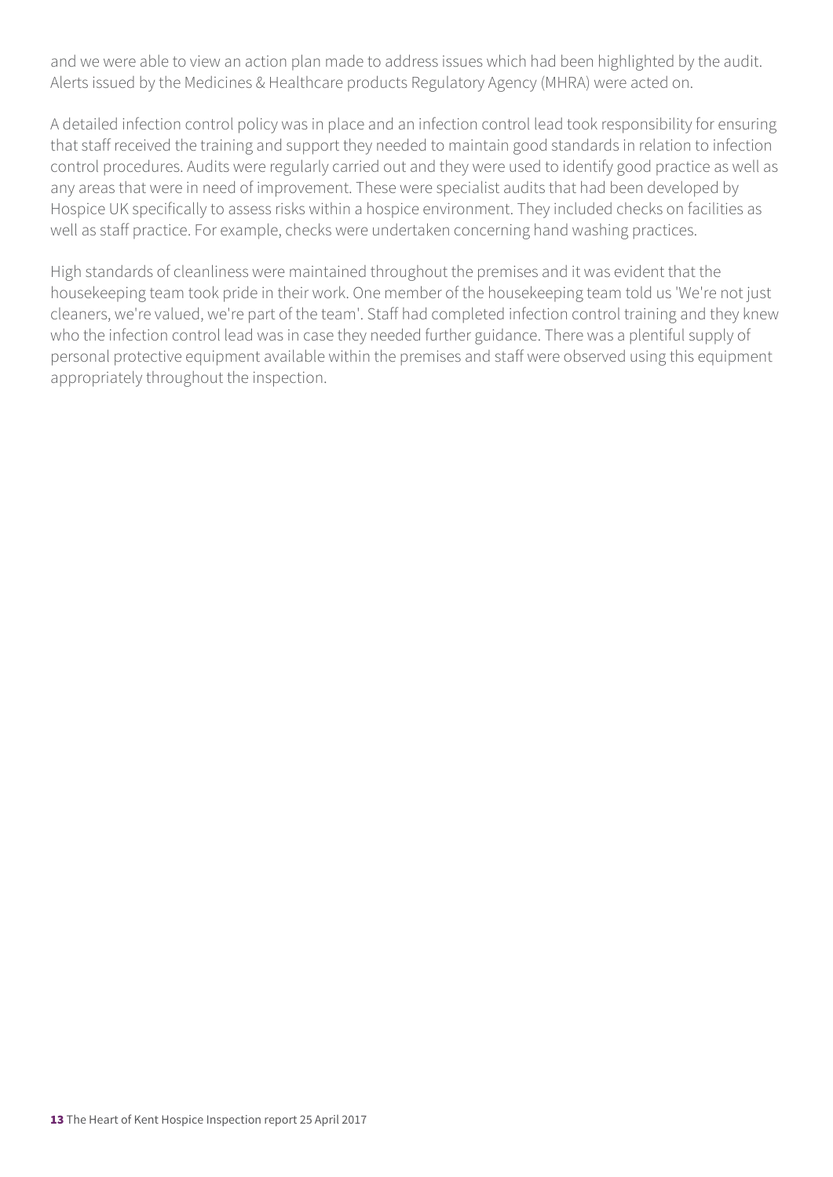and we were able to view an action plan made to address issues which had been highlighted by the audit. Alerts issued by the Medicines & Healthcare products Regulatory Agency (MHRA) were acted on.

A detailed infection control policy was in place and an infection control lead took responsibility for ensuring that staff received the training and support they needed to maintain good standards in relation to infection control procedures. Audits were regularly carried out and they were used to identify good practice as well as any areas that were in need of improvement. These were specialist audits that had been developed by Hospice UK specifically to assess risks within a hospice environment. They included checks on facilities as well as staff practice. For example, checks were undertaken concerning hand washing practices.

High standards of cleanliness were maintained throughout the premises and it was evident that the housekeeping team took pride in their work. One member of the housekeeping team told us 'We're not just cleaners, we're valued, we're part of the team'. Staff had completed infection control training and they knew who the infection control lead was in case they needed further guidance. There was a plentiful supply of personal protective equipment available within the premises and staff were observed using this equipment appropriately throughout the inspection.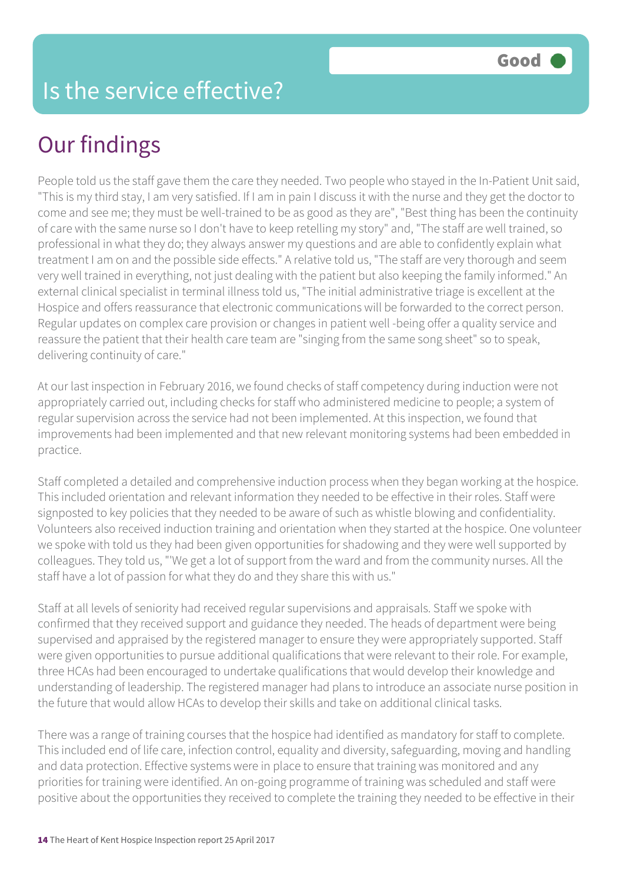# Is the service effective?

**Good**

## Our findings

People told us the staff gave them the care they needed. Two people who stayed in the In-Patient Unit said, "This is my third stay, I am very satisfied. If I am in pain I discuss it with the nurse and they get the doctor to come and see me; they must be well-trained to be as good as they are", "Best thing has been the continuity of care with the same nurse so I don't have to keep retelling my story" and, "The staff are well trained, so professional in what they do; they always answer my questions and are able to confidently explain what treatment I am on and the possible side effects." A relative told us, "The staff are very thorough and seem very well trained in everything, not just dealing with the patient but also keeping the family informed." An external clinical specialist in terminal illness told us, "The initial administrative triage is excellent at the Hospice and offers reassurance that electronic communications will be forwarded to the correct person. Regular updates on complex care provision or changes in patient well -being offer a quality service and reassure the patient that their health care team are "singing from the same song sheet" so to speak, delivering continuity of care."

At our last inspection in February 2016, we found checks of staff competency during induction were not appropriately carried out, including checks for staff who administered medicine to people; a system of regular supervision across the service had not been implemented. At this inspection, we found that improvements had been implemented and that new relevant monitoring systems had been embedded in practice.

Staff completed a detailed and comprehensive induction process when they began working at the hospice. This included orientation and relevant information they needed to be effective in their roles. Staff were signposted to key policies that they needed to be aware of such as whistle blowing and confidentiality. Volunteers also received induction training and orientation when they started at the hospice. One volunteer we spoke with told us they had been given opportunities for shadowing and they were well supported by colleagues. They told us, "'We get a lot of support from the ward and from the community nurses. All the staff have a lot of passion for what they do and they share this with us."

Staff at all levels of seniority had received regular supervisions and appraisals. Staff we spoke with confirmed that they received support and guidance they needed. The heads of department were being supervised and appraised by the registered manager to ensure they were appropriately supported. Staff were given opportunities to pursue additional qualifications that were relevant to their role. For example, three HCAs had been encouraged to undertake qualifications that would develop their knowledge and understanding of leadership. The registered manager had plans to introduce an associate nurse position in the future that would allow HCAs to develop their skills and take on additional clinical tasks.

There was a range of training courses that the hospice had identified as mandatory for staff to complete. This included end of life care, infection control, equality and diversity, safeguarding, moving and handling and data protection. Effective systems were in place to ensure that training was monitored and any priorities for training were identified. An on-going programme of training was scheduled and staff were positive about the opportunities they received to complete the training they needed to be effective in their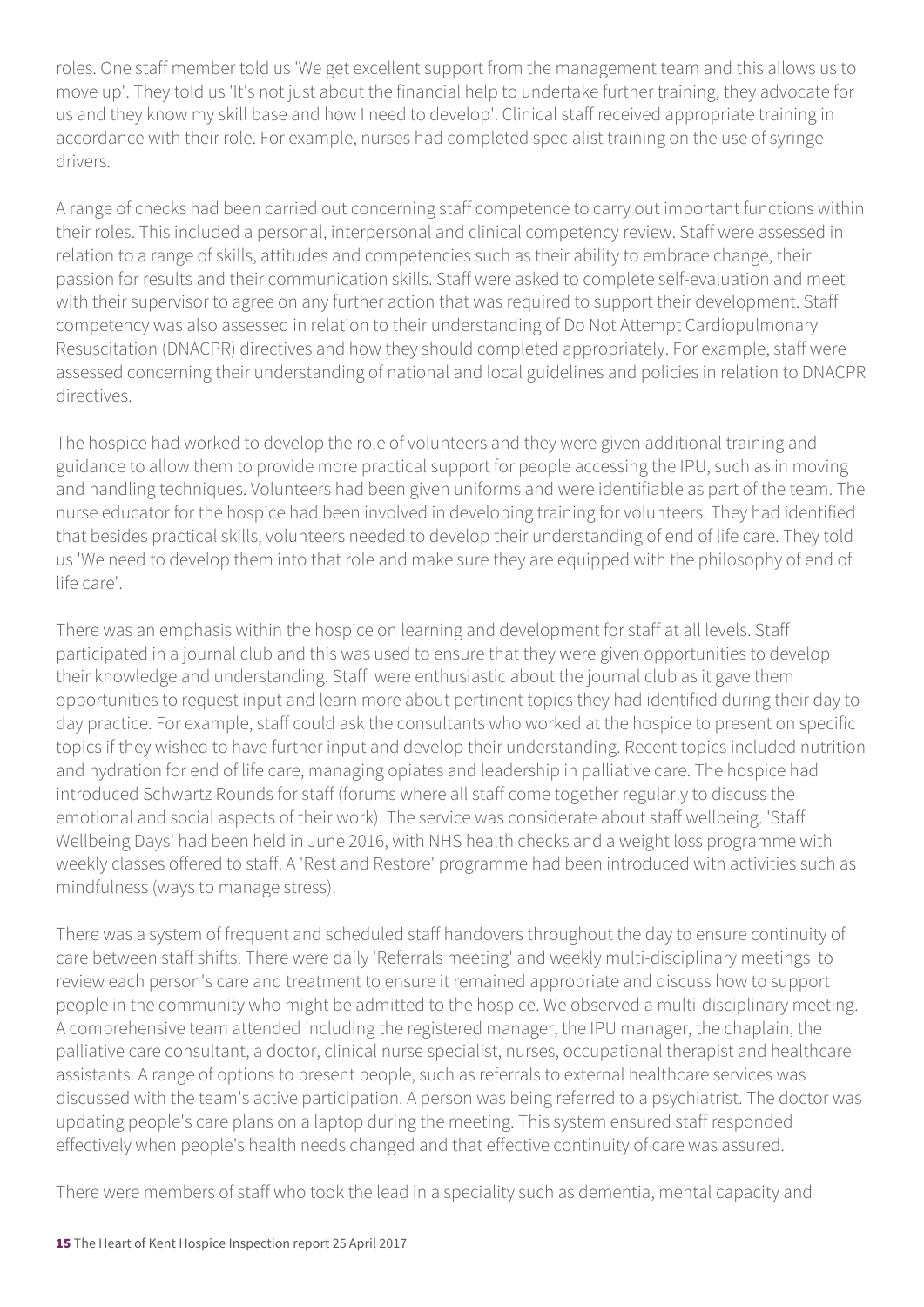roles. One staff member told us 'We get excellent support from the management team and this allows us to move up'. They told us 'It's not just about the financial help to undertake further training, they advocate for us and they know my skill base and how I need to develop'. Clinical staff received appropriate training in accordance with their role. For example, nurses had completed specialist training on the use of syringe drivers.

A range of checks had been carried out concerning staff competence to carry out important functions within their roles. This included a personal, interpersonal and clinical competency review. Staff were assessed in relation to a range of skills, attitudes and competencies such as their ability to embrace change, their passion for results and their communication skills. Staff were asked to complete self-evaluation and meet with their supervisor to agree on any further action that was required to support their development. Staff competency was also assessed in relation to their understanding of Do Not Attempt Cardiopulmonary Resuscitation (DNACPR) directives and how they should completed appropriately. For example, staff were assessed concerning their understanding of national and local guidelines and policies in relation to DNACPR directives.

The hospice had worked to develop the role of volunteers and they were given additional training and guidance to allow them to provide more practical support for people accessing the IPU, such as in moving and handling techniques. Volunteers had been given uniforms and were identifiable as part of the team. The nurse educator for the hospice had been involved in developing training for volunteers. They had identified that besides practical skills, volunteers needed to develop their understanding of end of life care. They told us 'We need to develop them into that role and make sure they are equipped with the philosophy of end of life care'.

There was an emphasis within the hospice on learning and development for staff at all levels. Staff participated in a journal club and this was used to ensure that they were given opportunities to develop their knowledge and understanding. Staff were enthusiastic about the journal club as it gave them opportunities to request input and learn more about pertinent topics they had identified during their day to day practice. For example, staff could ask the consultants who worked at the hospice to present on specific topics if they wished to have further input and develop their understanding. Recent topics included nutrition and hydration for end of life care, managing opiates and leadership in palliative care. The hospice had introduced Schwartz Rounds for staff (forums where all staff come together regularly to discuss the emotional and social aspects of their work). The service was considerate about staff wellbeing. 'Staff Wellbeing Days' had been held in June 2016, with NHS health checks and a weight loss programme with weekly classes offered to staff. A 'Rest and Restore' programme had been introduced with activities such as mindfulness (ways to manage stress).

There was a system of frequent and scheduled staff handovers throughout the day to ensure continuity of care between staff shifts. There were daily 'Referrals meeting' and weekly multi-disciplinary meetings to review each person's care and treatment to ensure it remained appropriate and discuss how to support people in the community who might be admitted to the hospice. We observed a multi-disciplinary meeting. A comprehensive team attended including the registered manager, the IPU manager, the chaplain, the palliative care consultant, a doctor, clinical nurse specialist, nurses, occupational therapist and healthcare assistants. A range of options to present people, such as referrals to external healthcare services was discussed with the team's active participation. A person was being referred to a psychiatrist. The doctor was updating people's care plans on a laptop during the meeting. This system ensured staff responded effectively when people's health needs changed and that effective continuity of care was assured.

There were members of staff who took the lead in a speciality such as dementia, mental capacity and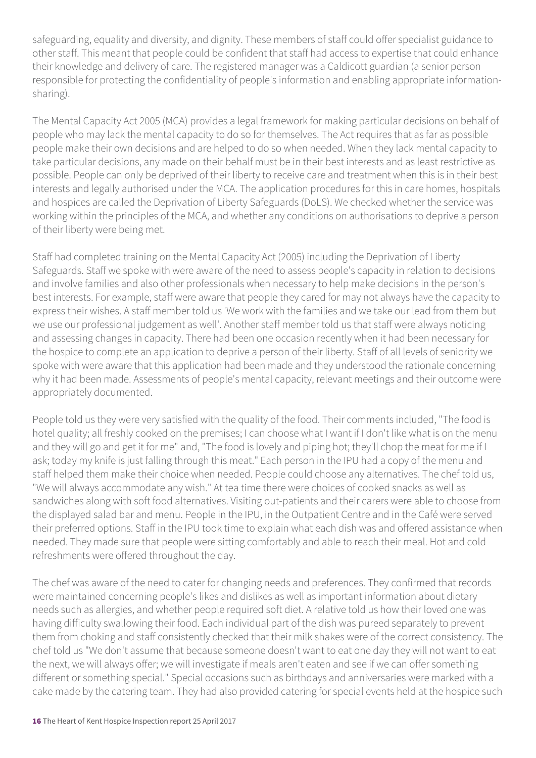safeguarding, equality and diversity, and dignity. These members of staff could offer specialist guidance to other staff. This meant that people could be confident that staff had access to expertise that could enhance their knowledge and delivery of care. The registered manager was a Caldicott guardian (a senior person responsible for protecting the confidentiality of people's information and enabling appropriate information-sharing).

The Mental Capacity Act 2005 (MCA) provides a legal framework for making particular decisions on behalf of people who may lack the mental capacity to do so for themselves. The Act requires that as far as possible people make their own decisions and are helped to do so when needed. When they lack mental capacity to take particular decisions, any made on their behalf must be in their best interests and as least restrictive as possible. People can only be deprived of their liberty to receive care and treatment when this is in their best interests and legally authorised under the MCA. The application procedures for this in care homes, hospitals and hospices are called the Deprivation of Liberty Safeguards (DoLS). We checked whether the service was working within the principles of the MCA, and whether any conditions on authorisations to deprive a person of their liberty were being met.

Staff had completed training on the Mental Capacity Act (2005) including the Deprivation of Liberty Safeguards. Staff we spoke with were aware of the need to assess people's capacity in relation to decisions and involve families and also other professionals when necessary to help make decisions in the person's best interests. For example, staff were aware that people they cared for may not always have the capacity to express their wishes. A staff member told us 'We work with the families and we take our lead from them but we use our professional judgement as well'. Another staff member told us that staff were always noticing and assessing changes in capacity. There had been one occasion recently when it had been necessary for the hospice to complete an application to deprive a person of their liberty. Staff of all levels of seniority we spoke with were aware that this application had been made and they understood the rationale concerning why it had been made. Assessments of people's mental capacity, relevant meetings and their outcome were appropriately documented.

People told us they were very satisfied with the quality of the food. Their comments included, "The food is hotel quality; all freshly cooked on the premises; I can choose what I want if I don't like what is on the menu and they will go and get it for me" and, "The food is lovely and piping hot; they'll chop the meat for me if I ask; today my knife is just falling through this meat." Each person in the IPU had a copy of the menu and staff helped them make their choice when needed. People could choose any alternatives. The chef told us, "We will always accommodate any wish." At tea time there were choices of cooked snacks as well as sandwiches along with soft food alternatives. Visiting out-patients and their carers were able to choose from the displayed salad bar and menu. People in the IPU, in the Outpatient Centre and in the Café were served their preferred options. Staff in the IPU took time to explain what each dish was and offered assistance when needed. They made sure that people were sitting comfortably and able to reach their meal. Hot and cold refreshments were offered throughout the day.

The chef was aware of the need to cater for changing needs and preferences. They confirmed that records were maintained concerning people's likes and dislikes as well as important information about dietary needs such as allergies, and whether people required soft diet. A relative told us how their loved one was having difficulty swallowing their food. Each individual part of the dish was pureed separately to prevent them from choking and staff consistently checked that their milk shakes were of the correct consistency. The chef told us "We don't assume that because someone doesn't want to eat one day they will not want to eat the next, we will always offer; we will investigate if meals aren't eaten and see if we can offer something different or something special." Special occasions such as birthdays and anniversaries were marked with a cake made by the catering team. They had also provided catering for special events held at the hospice such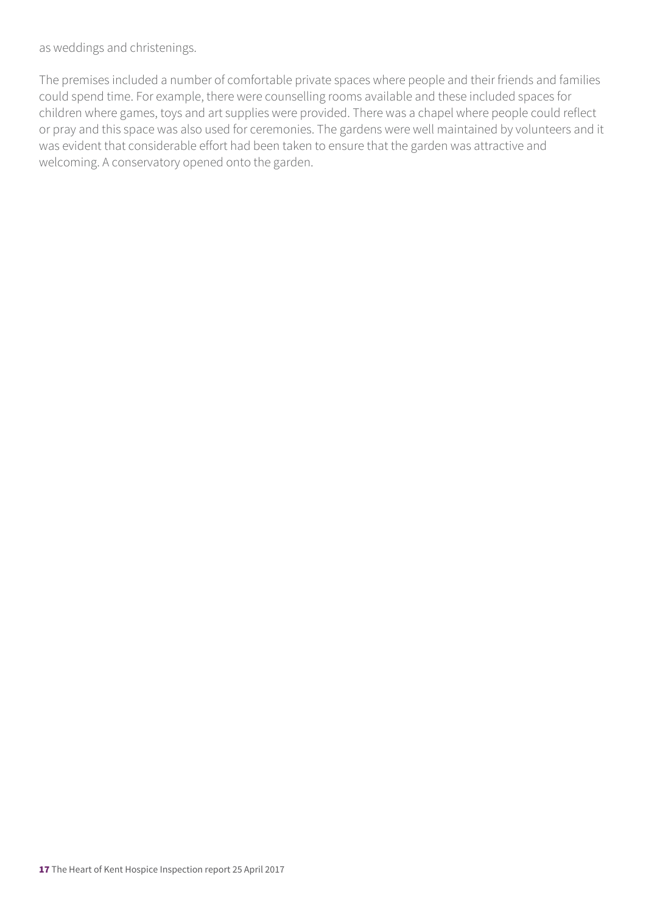as weddings and christenings.

The premises included a number of comfortable private spaces where people and their friends and families could spend time. For example, there were counselling rooms available and these included spaces for children where games, toys and art supplies were provided. There was a chapel where people could reflect or pray and this space was also used for ceremonies. The gardens were well maintained by volunteers and it was evident that considerable effort had been taken to ensure that the garden was attractive and welcoming. A conservatory opened onto the garden.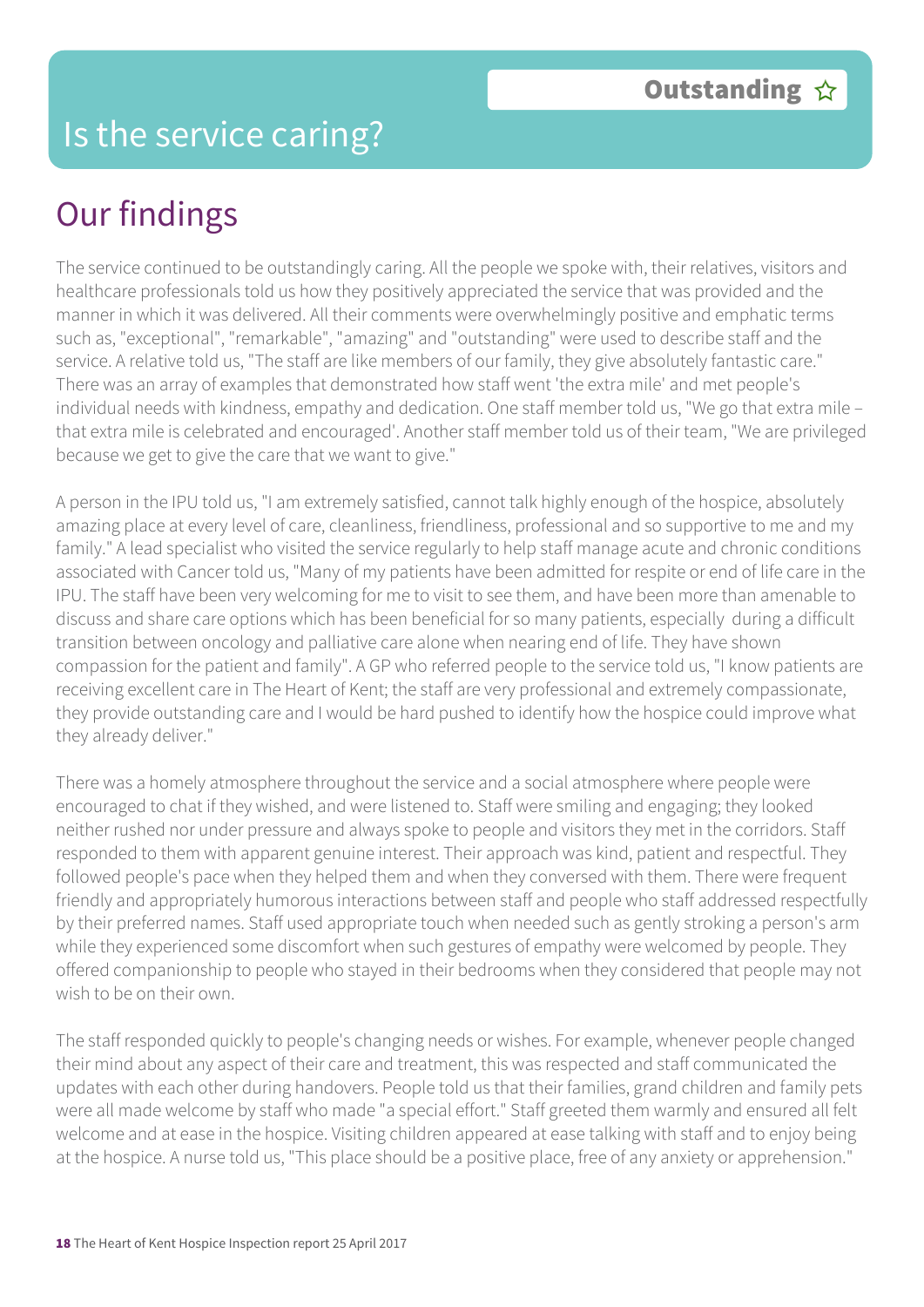# Is the service caring?

**Outstanding** ☆

## Our findings

The service continued to be outstandingly caring. All the people we spoke with, their relatives, visitors and healthcare professionals told us how they positively appreciated the service that was provided and the manner in which it was delivered. All their comments were overwhelmingly positive and emphatic terms such as, "exceptional", "remarkable", "amazing" and "outstanding" were used to describe staff and the service. A relative told us, "The staff are like members of our family, they give absolutely fantastic care." There was an array of examples that demonstrated how staff went 'the extra mile' and met people's individual needs with kindness, empathy and dedication. One staff member told us, "We go that extra mile – that extra mile is celebrated and encouraged'. Another staff member told us of their team, "We are privileged because we get to give the care that we want to give."

A person in the IPU told us, "I am extremely satisfied, cannot talk highly enough of the hospice, absolutely amazing place at every level of care, cleanliness, friendliness, professional and so supportive to me and my family." A lead specialist who visited the service regularly to help staff manage acute and chronic conditions associated with Cancer told us, "Many of my patients have been admitted for respite or end of life care in the IPU. The staff have been very welcoming for me to visit to see them, and have been more than amenable to discuss and share care options which has been beneficial for so many patients, especially during a difficult transition between oncology and palliative care alone when nearing end of life. They have shown compassion for the patient and family". A GP who referred people to the service told us, "I know patients are receiving excellent care in The Heart of Kent; the staff are very professional and extremely compassionate, they provide outstanding care and I would be hard pushed to identify how the hospice could improve what they already deliver."

There was a homely atmosphere throughout the service and a social atmosphere where people were encouraged to chat if they wished, and were listened to. Staff were smiling and engaging; they looked neither rushed nor under pressure and always spoke to people and visitors they met in the corridors. Staff responded to them with apparent genuine interest. Their approach was kind, patient and respectful. They followed people's pace when they helped them and when they conversed with them. There were frequent friendly and appropriately humorous interactions between staff and people who staff addressed respectfully by their preferred names. Staff used appropriate touch when needed such as gently stroking a person's arm while they experienced some discomfort when such gestures of empathy were welcomed by people. They offered companionship to people who stayed in their bedrooms when they considered that people may not wish to be on their own.

The staff responded quickly to people's changing needs or wishes. For example, whenever people changed their mind about any aspect of their care and treatment, this was respected and staff communicated the updates with each other during handovers. People told us that their families, grand children and family pets were all made welcome by staff who made "a special effort." Staff greeted them warmly and ensured all felt welcome and at ease in the hospice. Visiting children appeared at ease talking with staff and to enjoy being at the hospice. A nurse told us, "This place should be a positive place, free of any anxiety or apprehension."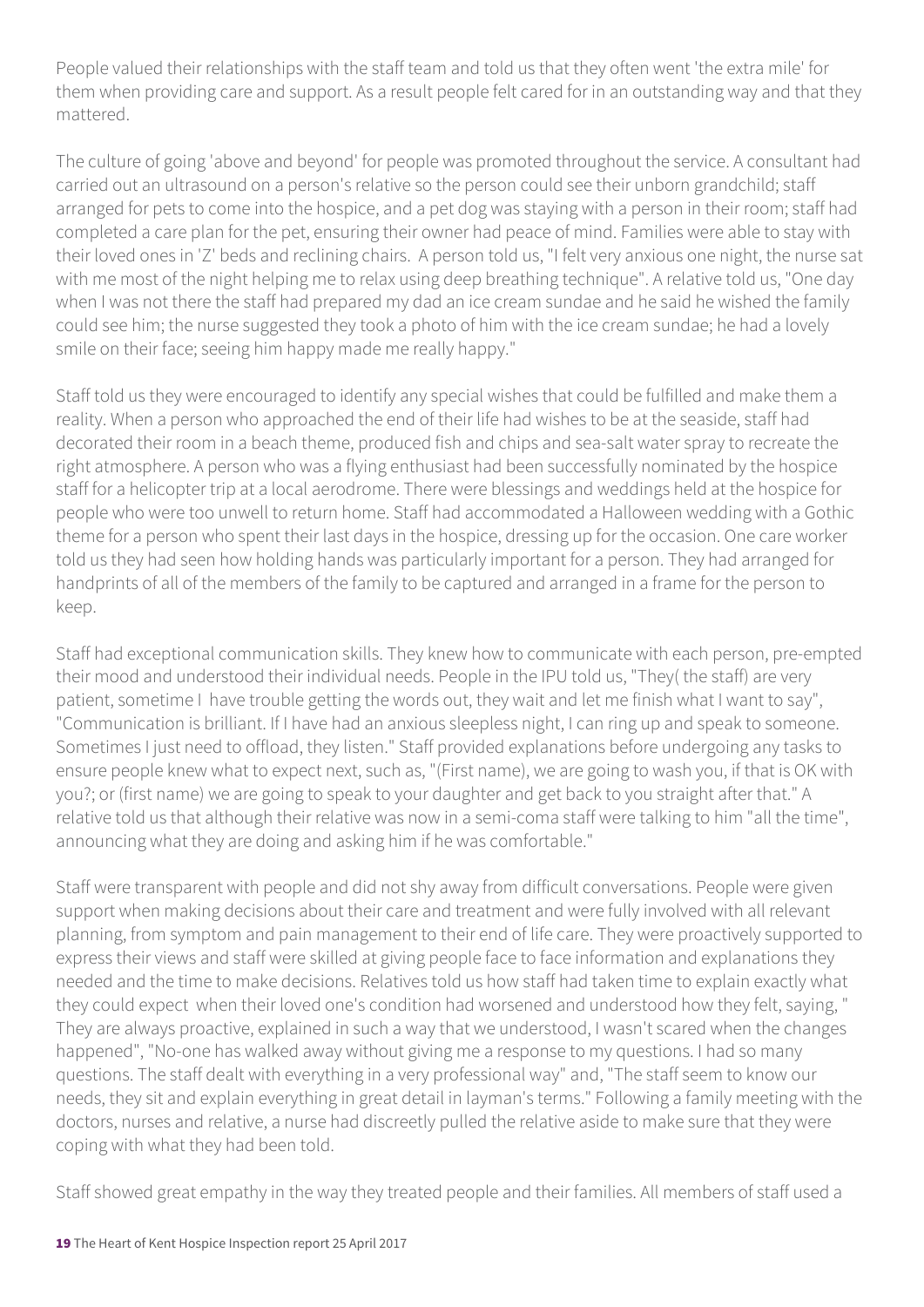People valued their relationships with the staff team and told us that they often went 'the extra mile' for them when providing care and support. As a result people felt cared for in an outstanding way and that they mattered.

The culture of going 'above and beyond' for people was promoted throughout the service. A consultant had carried out an ultrasound on a person's relative so the person could see their unborn grandchild; staff arranged for pets to come into the hospice, and a pet dog was staying with a person in their room; staff had completed a care plan for the pet, ensuring their owner had peace of mind. Families were able to stay with their loved ones in 'Z' beds and reclining chairs. A person told us, "I felt very anxious one night, the nurse sat with me most of the night helping me to relax using deep breathing technique". A relative told us, "One day when I was not there the staff had prepared my dad an ice cream sundae and he said he wished the family could see him; the nurse suggested they took a photo of him with the ice cream sundae; he had a lovely smile on their face; seeing him happy made me really happy."

Staff told us they were encouraged to identify any special wishes that could be fulfilled and make them a reality. When a person who approached the end of their life had wishes to be at the seaside, staff had decorated their room in a beach theme, produced fish and chips and sea-salt water spray to recreate the right atmosphere. A person who was a flying enthusiast had been successfully nominated by the hospice staff for a helicopter trip at a local aerodrome. There were blessings and weddings held at the hospice for people who were too unwell to return home. Staff had accommodated a Halloween wedding with a Gothic theme for a person who spent their last days in the hospice, dressing up for the occasion. One care worker told us they had seen how holding hands was particularly important for a person. They had arranged for handprints of all of the members of the family to be captured and arranged in a frame for the person to keep.

Staff had exceptional communication skills. They knew how to communicate with each person, pre-empted their mood and understood their individual needs. People in the IPU told us, "They( the staff) are very patient, sometime I have trouble getting the words out, they wait and let me finish what I want to say", "Communication is brilliant. If I have had an anxious sleepless night, I can ring up and speak to someone. Sometimes I just need to offload, they listen." Staff provided explanations before undergoing any tasks to ensure people knew what to expect next, such as, "(First name), we are going to wash you, if that is OK with you?; or (first name) we are going to speak to your daughter and get back to you straight after that." A relative told us that although their relative was now in a semi-coma staff were talking to him "all the time", announcing what they are doing and asking him if he was comfortable."

Staff were transparent with people and did not shy away from difficult conversations. People were given support when making decisions about their care and treatment and were fully involved with all relevant planning, from symptom and pain management to their end of life care. They were proactively supported to express their views and staff were skilled at giving people face to face information and explanations they needed and the time to make decisions. Relatives told us how staff had taken time to explain exactly what they could expect when their loved one's condition had worsened and understood how they felt, saying, " They are always proactive, explained in such a way that we understood, I wasn't scared when the changes happened", "No-one has walked away without giving me a response to my questions. I had so many questions. The staff dealt with everything in a very professional way" and, "The staff seem to know our needs, they sit and explain everything in great detail in layman's terms." Following a family meeting with the doctors, nurses and relative, a nurse had discreetly pulled the relative aside to make sure that they were coping with what they had been told.

Staff showed great empathy in the way they treated people and their families. All members of staff used a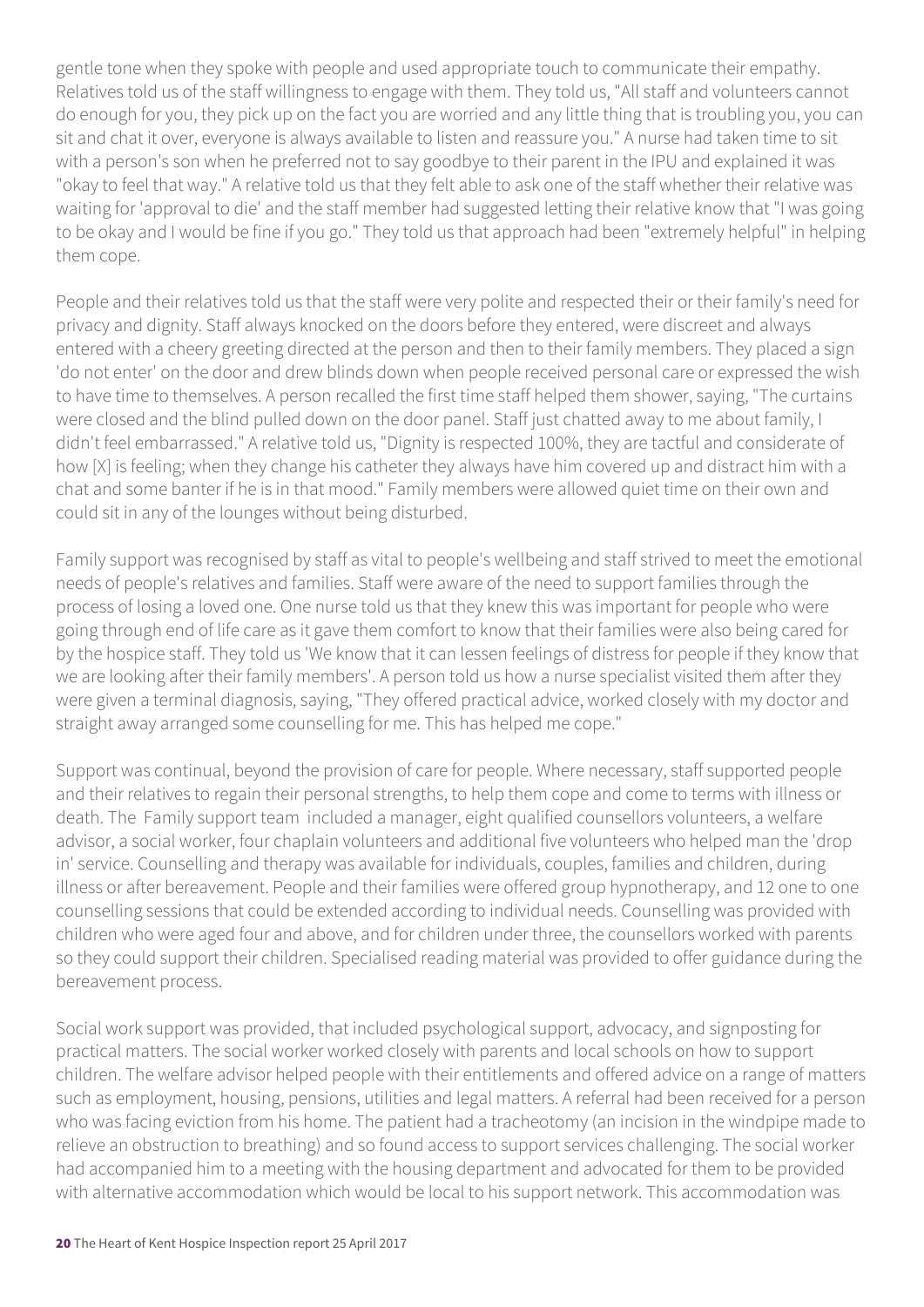gentle tone when they spoke with people and used appropriate touch to communicate their empathy. Relatives told us of the staff willingness to engage with them. They told us, "All staff and volunteers cannot do enough for you, they pick up on the fact you are worried and any little thing that is troubling you, you can sit and chat it over, everyone is always available to listen and reassure you." A nurse had taken time to sit with a person's son when he preferred not to say goodbye to their parent in the IPU and explained it was "okay to feel that way." A relative told us that they felt able to ask one of the staff whether their relative was waiting for 'approval to die' and the staff member had suggested letting their relative know that "I was going to be okay and I would be fine if you go." They told us that approach had been "extremely helpful" in helping them cope.

People and their relatives told us that the staff were very polite and respected their or their family's need for privacy and dignity. Staff always knocked on the doors before they entered, were discreet and always entered with a cheery greeting directed at the person and then to their family members. They placed a sign 'do not enter' on the door and drew blinds down when people received personal care or expressed the wish to have time to themselves. A person recalled the first time staff helped them shower, saying, "The curtains were closed and the blind pulled down on the door panel. Staff just chatted away to me about family, I didn't feel embarrassed." A relative told us, "Dignity is respected 100%, they are tactful and considerate of how [X] is feeling; when they change his catheter they always have him covered up and distract him with a chat and some banter if he is in that mood." Family members were allowed quiet time on their own and could sit in any of the lounges without being disturbed.

Family support was recognised by staff as vital to people's wellbeing and staff strived to meet the emotional needs of people's relatives and families. Staff were aware of the need to support families through the process of losing a loved one. One nurse told us that they knew this was important for people who were going through end of life care as it gave them comfort to know that their families were also being cared for by the hospice staff. They told us 'We know that it can lessen feelings of distress for people if they know that we are looking after their family members'. A person told us how a nurse specialist visited them after they were given a terminal diagnosis, saying, "They offered practical advice, worked closely with my doctor and straight away arranged some counselling for me. This has helped me cope."

Support was continual, beyond the provision of care for people. Where necessary, staff supported people and their relatives to regain their personal strengths, to help them cope and come to terms with illness or death. The Family support team included a manager, eight qualified counsellors volunteers, a welfare advisor, a social worker, four chaplain volunteers and additional five volunteers who helped man the 'drop in' service. Counselling and therapy was available for individuals, couples, families and children, during illness or after bereavement. People and their families were offered group hypnotherapy, and 12 one to one counselling sessions that could be extended according to individual needs. Counselling was provided with children who were aged four and above, and for children under three, the counsellors worked with parents so they could support their children. Specialised reading material was provided to offer guidance during the bereavement process.

Social work support was provided, that included psychological support, advocacy, and signposting for practical matters. The social worker worked closely with parents and local schools on how to support children. The welfare advisor helped people with their entitlements and offered advice on a range of matters such as employment, housing, pensions, utilities and legal matters. A referral had been received for a person who was facing eviction from his home. The patient had a tracheotomy (an incision in the windpipe made to relieve an obstruction to breathing) and so found access to support services challenging. The social worker had accompanied him to a meeting with the housing department and advocated for them to be provided with alternative accommodation which would be local to his support network. This accommodation was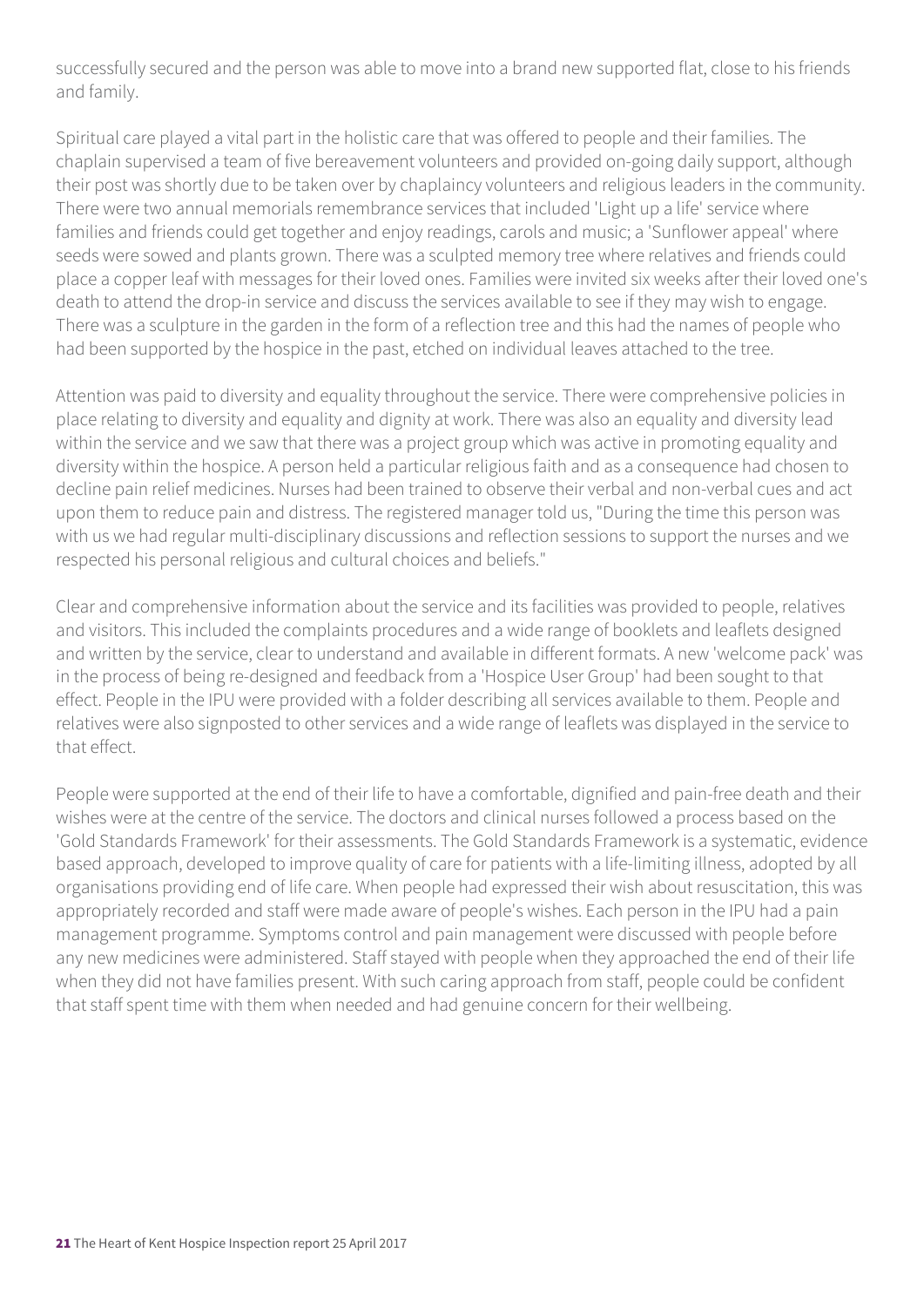successfully secured and the person was able to move into a brand new supported flat, close to his friends and family.

Spiritual care played a vital part in the holistic care that was offered to people and their families. The chaplain supervised a team of five bereavement volunteers and provided on-going daily support, although their post was shortly due to be taken over by chaplaincy volunteers and religious leaders in the community. There were two annual memorials remembrance services that included 'Light up a life' service where families and friends could get together and enjoy readings, carols and music; a 'Sunflower appeal' where seeds were sowed and plants grown. There was a sculpted memory tree where relatives and friends could place a copper leaf with messages for their loved ones. Families were invited six weeks after their loved one's death to attend the drop-in service and discuss the services available to see if they may wish to engage. There was a sculpture in the garden in the form of a reflection tree and this had the names of people who had been supported by the hospice in the past, etched on individual leaves attached to the tree.

Attention was paid to diversity and equality throughout the service. There were comprehensive policies in place relating to diversity and equality and dignity at work. There was also an equality and diversity lead within the service and we saw that there was a project group which was active in promoting equality and diversity within the hospice. A person held a particular religious faith and as a consequence had chosen to decline pain relief medicines. Nurses had been trained to observe their verbal and non-verbal cues and act upon them to reduce pain and distress. The registered manager told us, "During the time this person was with us we had regular multi-disciplinary discussions and reflection sessions to support the nurses and we respected his personal religious and cultural choices and beliefs."

Clear and comprehensive information about the service and its facilities was provided to people, relatives and visitors. This included the complaints procedures and a wide range of booklets and leaflets designed and written by the service, clear to understand and available in different formats. A new 'welcome pack' was in the process of being re-designed and feedback from a 'Hospice User Group' had been sought to that effect. People in the IPU were provided with a folder describing all services available to them. People and relatives were also signposted to other services and a wide range of leaflets was displayed in the service to that effect.

People were supported at the end of their life to have a comfortable, dignified and pain-free death and their wishes were at the centre of the service. The doctors and clinical nurses followed a process based on the 'Gold Standards Framework' for their assessments. The Gold Standards Framework is a systematic, evidence based approach, developed to improve quality of care for patients with a life-limiting illness, adopted by all organisations providing end of life care. When people had expressed their wish about resuscitation, this was appropriately recorded and staff were made aware of people's wishes. Each person in the IPU had a pain management programme. Symptoms control and pain management were discussed with people before any new medicines were administered. Staff stayed with people when they approached the end of their life when they did not have families present. With such caring approach from staff, people could be confident that staff spent time with them when needed and had genuine concern for their wellbeing.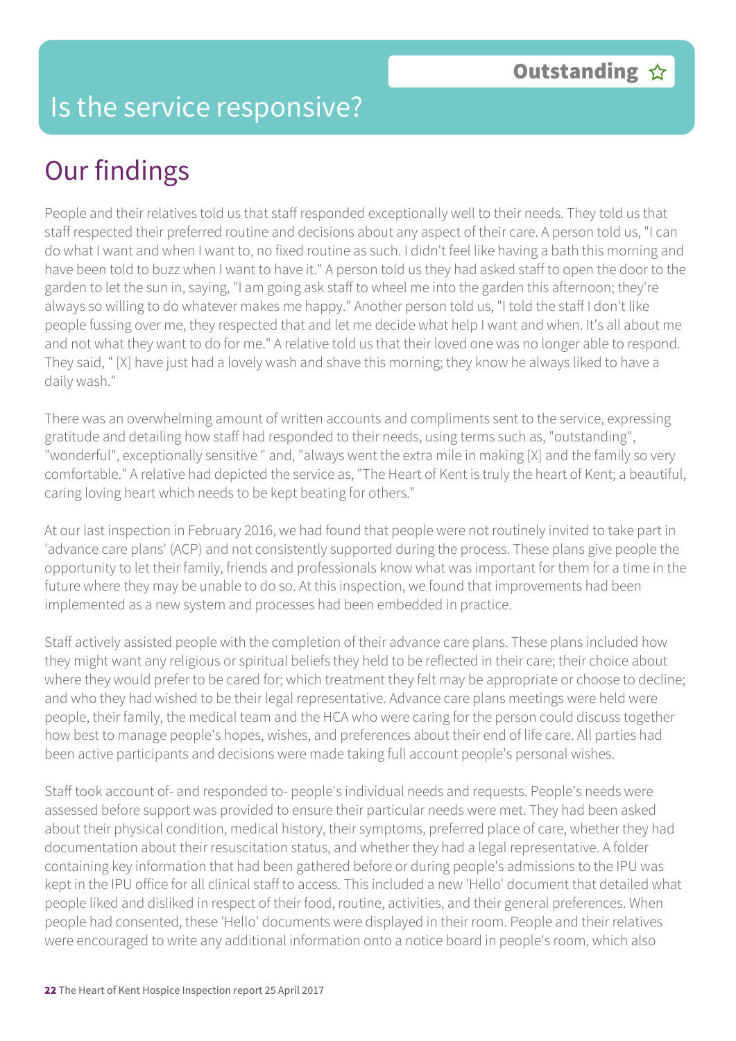# Is the service responsive?

**Outstanding** ☆

## Our findings

People and their relatives told us that staff responded exceptionally well to their needs. They told us that staff respected their preferred routine and decisions about any aspect of their care. A person told us, "I can do what I want and when I want to, no fixed routine as such. I didn't feel like having a bath this morning and have been told to buzz when I want to have it." A person told us they had asked staff to open the door to the garden to let the sun in, saying, "I am going ask staff to wheel me into the garden this afternoon; they're always so willing to do whatever makes me happy." Another person told us, "I told the staff I don't like people fussing over me, they respected that and let me decide what help I want and when. It's all about me and not what they want to do for me." A relative told us that their loved one was no longer able to respond. They said, " [X] have just had a lovely wash and shave this morning; they know he always liked to have a daily wash."

There was an overwhelming amount of written accounts and compliments sent to the service, expressing gratitude and detailing how staff had responded to their needs, using terms such as, "outstanding", "wonderful", exceptionally sensitive " and, "always went the extra mile in making [X] and the family so very comfortable." A relative had depicted the service as, "The Heart of Kent is truly the heart of Kent; a beautiful, caring loving heart which needs to be kept beating for others."

At our last inspection in February 2016, we had found that people were not routinely invited to take part in 'advance care plans' (ACP) and not consistently supported during the process. These plans give people the opportunity to let their family, friends and professionals know what was important for them for a time in the future where they may be unable to do so. At this inspection, we found that improvements had been implemented as a new system and processes had been embedded in practice.

Staff actively assisted people with the completion of their advance care plans. These plans included how they might want any religious or spiritual beliefs they held to be reflected in their care; their choice about where they would prefer to be cared for; which treatment they felt may be appropriate or choose to decline; and who they had wished to be their legal representative. Advance care plans meetings were held were people, their family, the medical team and the HCA who were caring for the person could discuss together how best to manage people's hopes, wishes, and preferences about their end of life care. All parties had been active participants and decisions were made taking full account people's personal wishes.

Staff took account of- and responded to- people's individual needs and requests. People's needs were assessed before support was provided to ensure their particular needs were met. They had been asked about their physical condition, medical history, their symptoms, preferred place of care, whether they had documentation about their resuscitation status, and whether they had a legal representative. A folder containing key information that had been gathered before or during people's admissions to the IPU was kept in the IPU office for all clinical staff to access. This included a new 'Hello' document that detailed what people liked and disliked in respect of their food, routine, activities, and their general preferences. When people had consented, these 'Hello' documents were displayed in their room. People and their relatives were encouraged to write any additional information onto a notice board in people's room, which also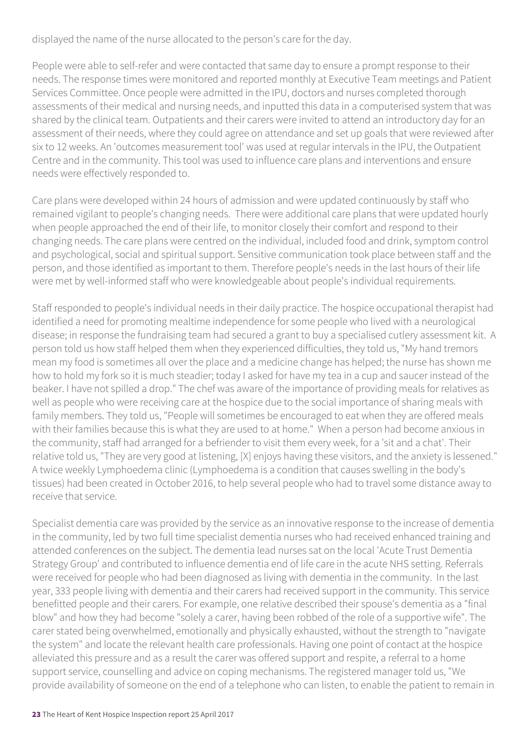displayed the name of the nurse allocated to the person's care for the day.

People were able to self-refer and were contacted that same day to ensure a prompt response to their needs. The response times were monitored and reported monthly at Executive Team meetings and Patient Services Committee. Once people were admitted in the IPU, doctors and nurses completed thorough assessments of their medical and nursing needs, and inputted this data in a computerised system that was shared by the clinical team. Outpatients and their carers were invited to attend an introductory day for an assessment of their needs, where they could agree on attendance and set up goals that were reviewed after six to 12 weeks. An 'outcomes measurement tool' was used at regular intervals in the IPU, the Outpatient Centre and in the community. This tool was used to influence care plans and interventions and ensure needs were effectively responded to.

Care plans were developed within 24 hours of admission and were updated continuously by staff who remained vigilant to people's changing needs. There were additional care plans that were updated hourly when people approached the end of their life, to monitor closely their comfort and respond to their changing needs. The care plans were centred on the individual, included food and drink, symptom control and psychological, social and spiritual support. Sensitive communication took place between staff and the person, and those identified as important to them. Therefore people's needs in the last hours of their life were met by well-informed staff who were knowledgeable about people's individual requirements.

Staff responded to people's individual needs in their daily practice. The hospice occupational therapist had identified a need for promoting mealtime independence for some people who lived with a neurological disease; in response the fundraising team had secured a grant to buy a specialised cutlery assessment kit. A person told us how staff helped them when they experienced difficulties, they told us, "My hand tremors mean my food is sometimes all over the place and a medicine change has helped; the nurse has shown me how to hold my fork so it is much steadier; today I asked for have my tea in a cup and saucer instead of the beaker. I have not spilled a drop." The chef was aware of the importance of providing meals for relatives as well as people who were receiving care at the hospice due to the social importance of sharing meals with family members. They told us, "People will sometimes be encouraged to eat when they are offered meals with their families because this is what they are used to at home." When a person had become anxious in the community, staff had arranged for a befriender to visit them every week, for a 'sit and a chat'. Their relative told us, "They are very good at listening, [X] enjoys having these visitors, and the anxiety is lessened." A twice weekly Lymphoedema clinic (Lymphoedema is a condition that causes swelling in the body's tissues) had been created in October 2016, to help several people who had to travel some distance away to receive that service.

Specialist dementia care was provided by the service as an innovative response to the increase of dementia in the community, led by two full time specialist dementia nurses who had received enhanced training and attended conferences on the subject. The dementia lead nurses sat on the local 'Acute Trust Dementia Strategy Group' and contributed to influence dementia end of life care in the acute NHS setting. Referrals were received for people who had been diagnosed as living with dementia in the community. In the last year, 333 people living with dementia and their carers had received support in the community. This service benefitted people and their carers. For example, one relative described their spouse's dementia as a "final blow" and how they had become "solely a carer, having been robbed of the role of a supportive wife". The carer stated being overwhelmed, emotionally and physically exhausted, without the strength to "navigate the system" and locate the relevant health care professionals. Having one point of contact at the hospice alleviated this pressure and as a result the carer was offered support and respite, a referral to a home support service, counselling and advice on coping mechanisms. The registered manager told us, "We provide availability of someone on the end of a telephone who can listen, to enable the patient to remain in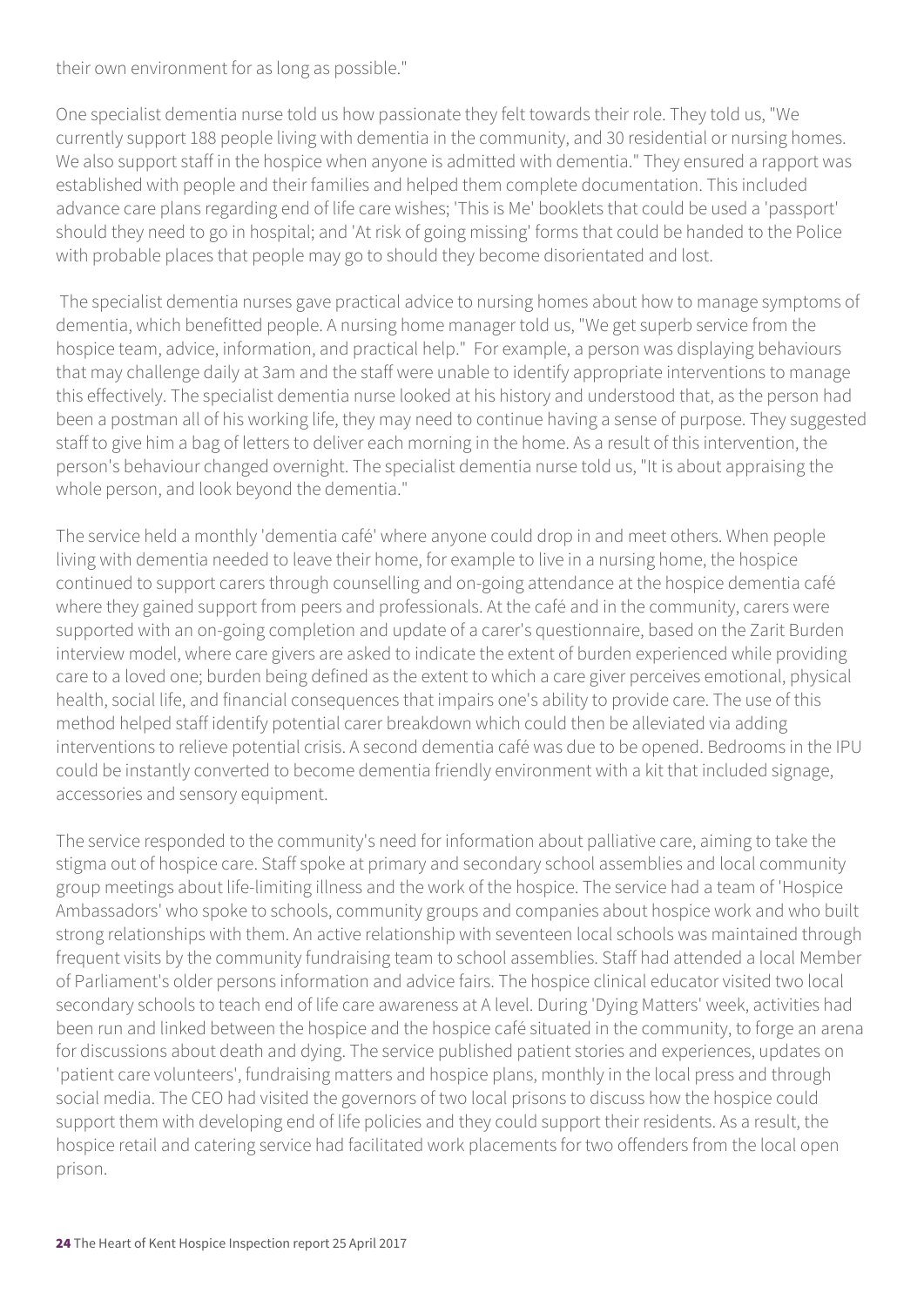their own environment for as long as possible."

One specialist dementia nurse told us how passionate they felt towards their role. They told us, "We currently support 188 people living with dementia in the community, and 30 residential or nursing homes. We also support staff in the hospice when anyone is admitted with dementia." They ensured a rapport was established with people and their families and helped them complete documentation. This included advance care plans regarding end of life care wishes; 'This is Me' booklets that could be used a 'passport' should they need to go in hospital; and 'At risk of going missing' forms that could be handed to the Police with probable places that people may go to should they become disorientated and lost.

The specialist dementia nurses gave practical advice to nursing homes about how to manage symptoms of dementia, which benefitted people. A nursing home manager told us, "We get superb service from the hospice team, advice, information, and practical help." For example, a person was displaying behaviours that may challenge daily at 3am and the staff were unable to identify appropriate interventions to manage this effectively. The specialist dementia nurse looked at his history and understood that, as the person had been a postman all of his working life, they may need to continue having a sense of purpose. They suggested staff to give him a bag of letters to deliver each morning in the home. As a result of this intervention, the person's behaviour changed overnight. The specialist dementia nurse told us, "It is about appraising the whole person, and look beyond the dementia."

The service held a monthly 'dementia café' where anyone could drop in and meet others. When people living with dementia needed to leave their home, for example to live in a nursing home, the hospice continued to support carers through counselling and on-going attendance at the hospice dementia café where they gained support from peers and professionals. At the café and in the community, carers were supported with an on-going completion and update of a carer's questionnaire, based on the Zarit Burden interview model, where care givers are asked to indicate the extent of burden experienced while providing care to a loved one; burden being defined as the extent to which a care giver perceives emotional, physical health, social life, and financial consequences that impairs one's ability to provide care. The use of this method helped staff identify potential carer breakdown which could then be alleviated via adding interventions to relieve potential crisis. A second dementia café was due to be opened. Bedrooms in the IPU could be instantly converted to become dementia friendly environment with a kit that included signage, accessories and sensory equipment.

The service responded to the community's need for information about palliative care, aiming to take the stigma out of hospice care. Staff spoke at primary and secondary school assemblies and local community group meetings about life-limiting illness and the work of the hospice. The service had a team of 'Hospice Ambassadors' who spoke to schools, community groups and companies about hospice work and who built strong relationships with them. An active relationship with seventeen local schools was maintained through frequent visits by the community fundraising team to school assemblies. Staff had attended a local Member of Parliament's older persons information and advice fairs. The hospice clinical educator visited two local secondary schools to teach end of life care awareness at A level. During 'Dying Matters' week, activities had been run and linked between the hospice and the hospice café situated in the community, to forge an arena for discussions about death and dying. The service published patient stories and experiences, updates on 'patient care volunteers', fundraising matters and hospice plans, monthly in the local press and through social media. The CEO had visited the governors of two local prisons to discuss how the hospice could support them with developing end of life policies and they could support their residents. As a result, the hospice retail and catering service had facilitated work placements for two offenders from the local open prison.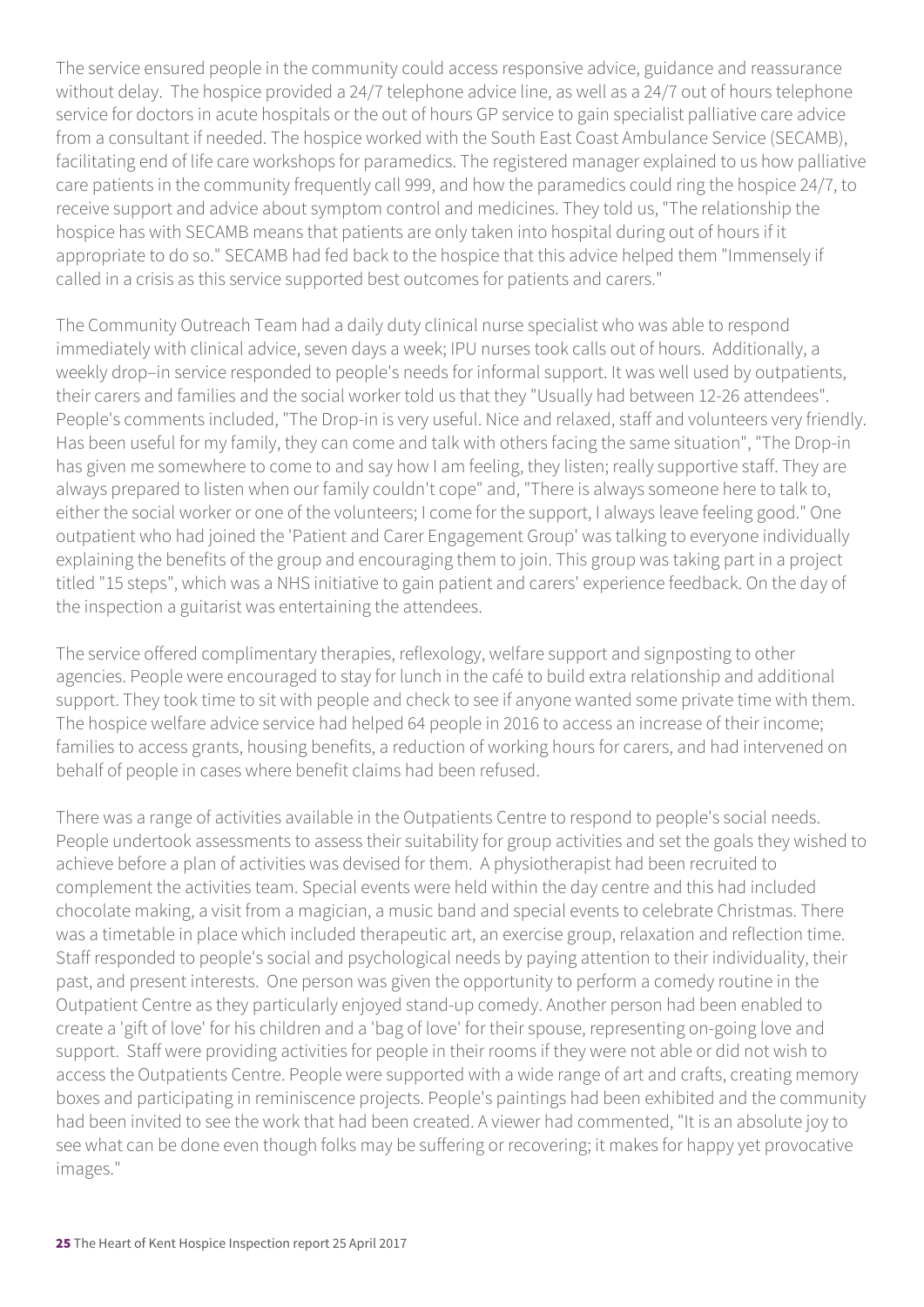The service ensured people in the community could access responsive advice, guidance and reassurance without delay. The hospice provided a 24/7 telephone advice line, as well as a 24/7 out of hours telephone service for doctors in acute hospitals or the out of hours GP service to gain specialist palliative care advice from a consultant if needed. The hospice worked with the South East Coast Ambulance Service (SECAMB), facilitating end of life care workshops for paramedics. The registered manager explained to us how palliative care patients in the community frequently call 999, and how the paramedics could ring the hospice 24/7, to receive support and advice about symptom control and medicines. They told us, "The relationship the hospice has with SECAMB means that patients are only taken into hospital during out of hours if it appropriate to do so." SECAMB had fed back to the hospice that this advice helped them "Immensely if called in a crisis as this service supported best outcomes for patients and carers."

The Community Outreach Team had a daily duty clinical nurse specialist who was able to respond immediately with clinical advice, seven days a week; IPU nurses took calls out of hours. Additionally, a weekly drop–in service responded to people's needs for informal support. It was well used by outpatients, their carers and families and the social worker told us that they "Usually had between 12-26 attendees". People's comments included, "The Drop-in is very useful. Nice and relaxed, staff and volunteers very friendly. Has been useful for my family, they can come and talk with others facing the same situation", "The Drop-in has given me somewhere to come to and say how I am feeling, they listen; really supportive staff. They are always prepared to listen when our family couldn't cope" and, "There is always someone here to talk to, either the social worker or one of the volunteers; I come for the support, I always leave feeling good." One outpatient who had joined the 'Patient and Carer Engagement Group' was talking to everyone individually explaining the benefits of the group and encouraging them to join. This group was taking part in a project titled "15 steps", which was a NHS initiative to gain patient and carers' experience feedback. On the day of the inspection a guitarist was entertaining the attendees.

The service offered complimentary therapies, reflexology, welfare support and signposting to other agencies. People were encouraged to stay for lunch in the café to build extra relationship and additional support. They took time to sit with people and check to see if anyone wanted some private time with them. The hospice welfare advice service had helped 64 people in 2016 to access an increase of their income; families to access grants, housing benefits, a reduction of working hours for carers, and had intervened on behalf of people in cases where benefit claims had been refused.

There was a range of activities available in the Outpatients Centre to respond to people's social needs. People undertook assessments to assess their suitability for group activities and set the goals they wished to achieve before a plan of activities was devised for them. A physiotherapist had been recruited to complement the activities team. Special events were held within the day centre and this had included chocolate making, a visit from a magician, a music band and special events to celebrate Christmas. There was a timetable in place which included therapeutic art, an exercise group, relaxation and reflection time. Staff responded to people's social and psychological needs by paying attention to their individuality, their past, and present interests. One person was given the opportunity to perform a comedy routine in the Outpatient Centre as they particularly enjoyed stand-up comedy. Another person had been enabled to create a 'gift of love' for his children and a 'bag of love' for their spouse, representing on-going love and support. Staff were providing activities for people in their rooms if they were not able or did not wish to access the Outpatients Centre. People were supported with a wide range of art and crafts, creating memory boxes and participating in reminiscence projects. People's paintings had been exhibited and the community had been invited to see the work that had been created. A viewer had commented, "It is an absolute joy to see what can be done even though folks may be suffering or recovering; it makes for happy yet provocative images."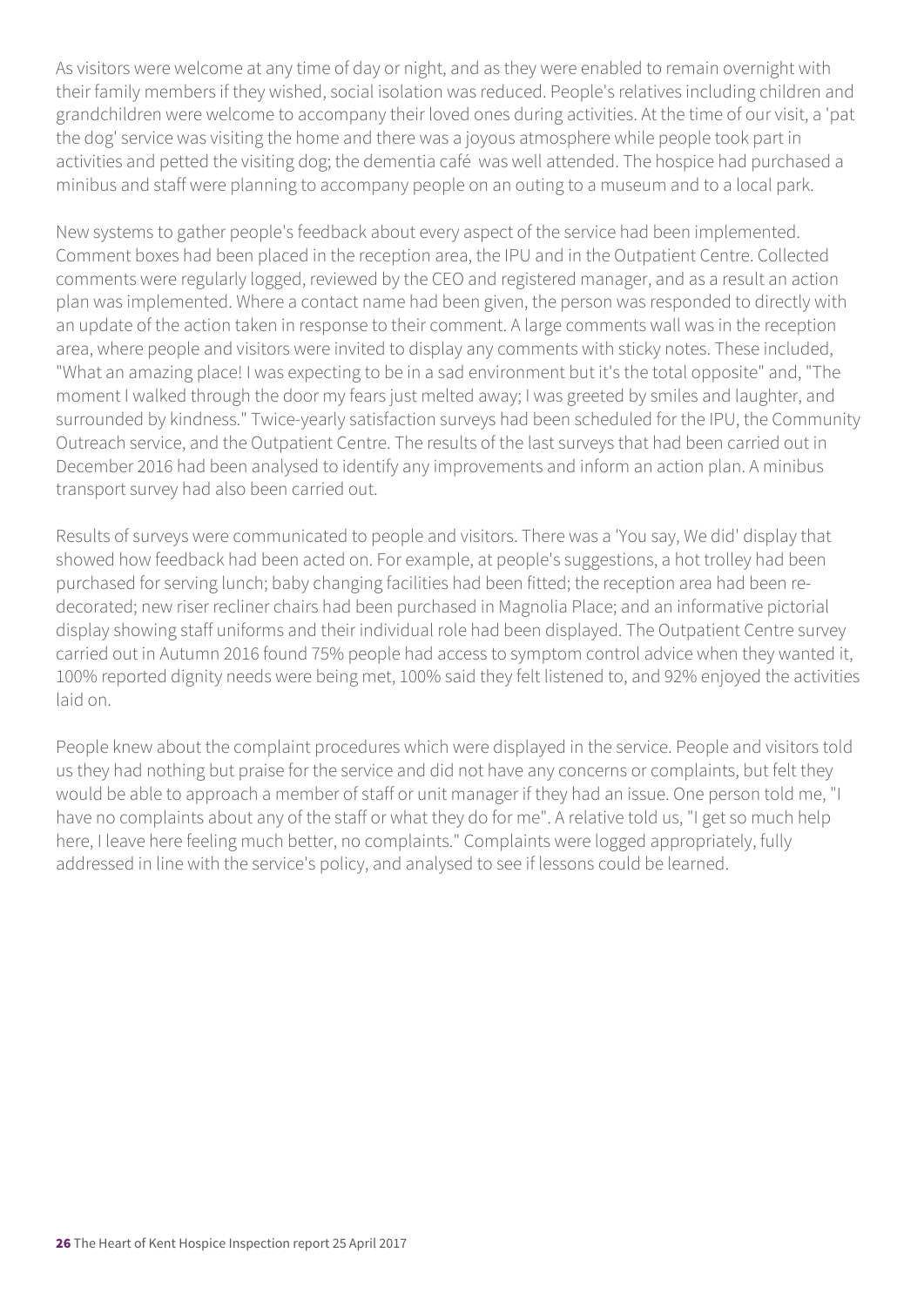As visitors were welcome at any time of day or night, and as they were enabled to remain overnight with their family members if they wished, social isolation was reduced. People's relatives including children and grandchildren were welcome to accompany their loved ones during activities. At the time of our visit, a 'pat the dog' service was visiting the home and there was a joyous atmosphere while people took part in activities and petted the visiting dog; the dementia café was well attended. The hospice had purchased a minibus and staff were planning to accompany people on an outing to a museum and to a local park.

New systems to gather people's feedback about every aspect of the service had been implemented. Comment boxes had been placed in the reception area, the IPU and in the Outpatient Centre. Collected comments were regularly logged, reviewed by the CEO and registered manager, and as a result an action plan was implemented. Where a contact name had been given, the person was responded to directly with an update of the action taken in response to their comment. A large comments wall was in the reception area, where people and visitors were invited to display any comments with sticky notes. These included, "What an amazing place! I was expecting to be in a sad environment but it's the total opposite" and, "The moment I walked through the door my fears just melted away; I was greeted by smiles and laughter, and surrounded by kindness." Twice-yearly satisfaction surveys had been scheduled for the IPU, the Community Outreach service, and the Outpatient Centre. The results of the last surveys that had been carried out in December 2016 had been analysed to identify any improvements and inform an action plan. A minibus transport survey had also been carried out.

Results of surveys were communicated to people and visitors. There was a 'You say, We did' display that showed how feedback had been acted on. For example, at people's suggestions, a hot trolley had been purchased for serving lunch; baby changing facilities had been fitted; the reception area had been re-decorated; new riser recliner chairs had been purchased in Magnolia Place; and an informative pictorial display showing staff uniforms and their individual role had been displayed. The Outpatient Centre survey carried out in Autumn 2016 found 75% people had access to symptom control advice when they wanted it, 100% reported dignity needs were being met, 100% said they felt listened to, and 92% enjoyed the activities laid on.

People knew about the complaint procedures which were displayed in the service. People and visitors told us they had nothing but praise for the service and did not have any concerns or complaints, but felt they would be able to approach a member of staff or unit manager if they had an issue. One person told me, "I have no complaints about any of the staff or what they do for me". A relative told us, "I get so much help here, I leave here feeling much better, no complaints." Complaints were logged appropriately, fully addressed in line with the service's policy, and analysed to see if lessons could be learned.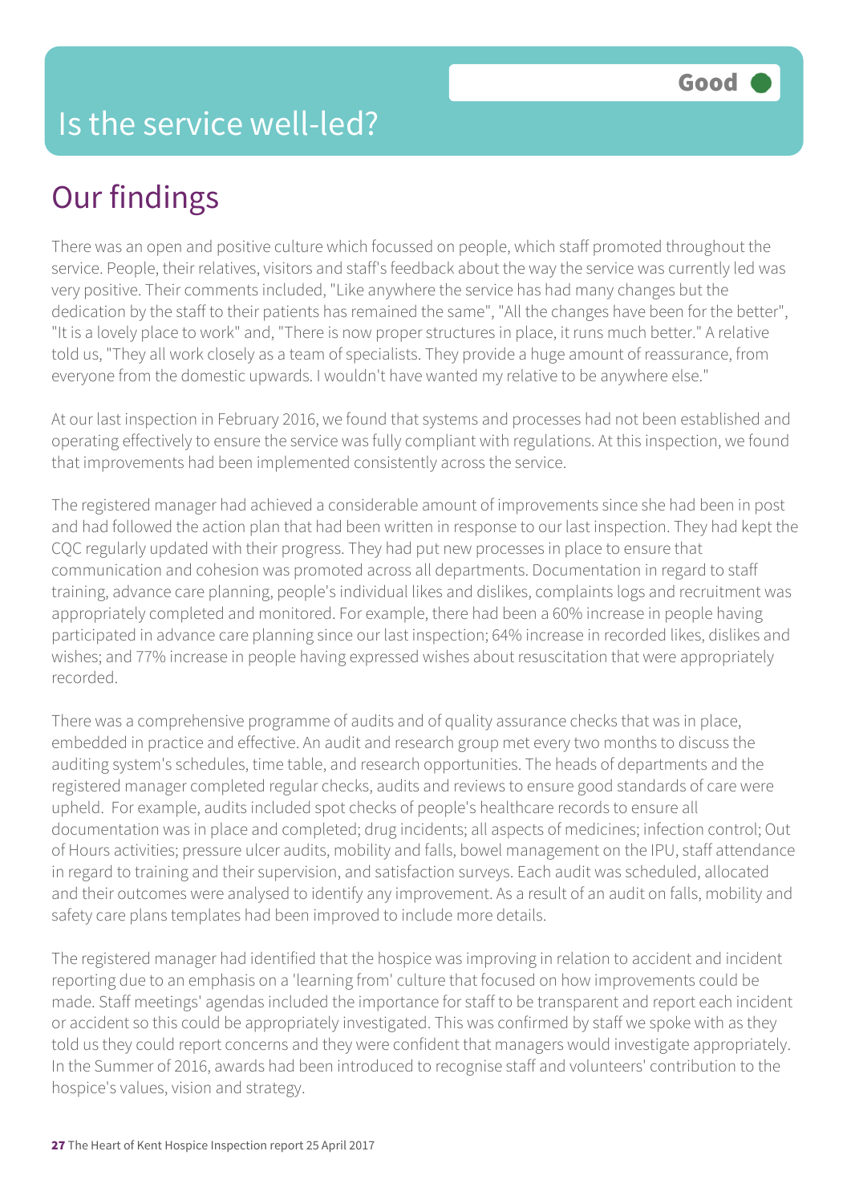# Is the service well-led?

**Good**

## Our findings

There was an open and positive culture which focussed on people, which staff promoted throughout the service. People, their relatives, visitors and staff's feedback about the way the service was currently led was very positive. Their comments included, "Like anywhere the service has had many changes but the dedication by the staff to their patients has remained the same", "All the changes have been for the better", "It is a lovely place to work" and, "There is now proper structures in place, it runs much better." A relative told us, "They all work closely as a team of specialists. They provide a huge amount of reassurance, from everyone from the domestic upwards. I wouldn't have wanted my relative to be anywhere else."

At our last inspection in February 2016, we found that systems and processes had not been established and operating effectively to ensure the service was fully compliant with regulations. At this inspection, we found that improvements had been implemented consistently across the service.

The registered manager had achieved a considerable amount of improvements since she had been in post and had followed the action plan that had been written in response to our last inspection. They had kept the CQC regularly updated with their progress. They had put new processes in place to ensure that communication and cohesion was promoted across all departments. Documentation in regard to staff training, advance care planning, people's individual likes and dislikes, complaints logs and recruitment was appropriately completed and monitored. For example, there had been a 60% increase in people having participated in advance care planning since our last inspection; 64% increase in recorded likes, dislikes and wishes; and 77% increase in people having expressed wishes about resuscitation that were appropriately recorded.

There was a comprehensive programme of audits and of quality assurance checks that was in place, embedded in practice and effective. An audit and research group met every two months to discuss the auditing system's schedules, time table, and research opportunities. The heads of departments and the registered manager completed regular checks, audits and reviews to ensure good standards of care were upheld. For example, audits included spot checks of people's healthcare records to ensure all documentation was in place and completed; drug incidents; all aspects of medicines; infection control; Out of Hours activities; pressure ulcer audits, mobility and falls, bowel management on the IPU, staff attendance in regard to training and their supervision, and satisfaction surveys. Each audit was scheduled, allocated and their outcomes were analysed to identify any improvement. As a result of an audit on falls, mobility and safety care plans templates had been improved to include more details.

The registered manager had identified that the hospice was improving in relation to accident and incident reporting due to an emphasis on a 'learning from' culture that focused on how improvements could be made. Staff meetings' agendas included the importance for staff to be transparent and report each incident or accident so this could be appropriately investigated. This was confirmed by staff we spoke with as they told us they could report concerns and they were confident that managers would investigate appropriately. In the Summer of 2016, awards had been introduced to recognise staff and volunteers' contribution to the hospice's values, vision and strategy.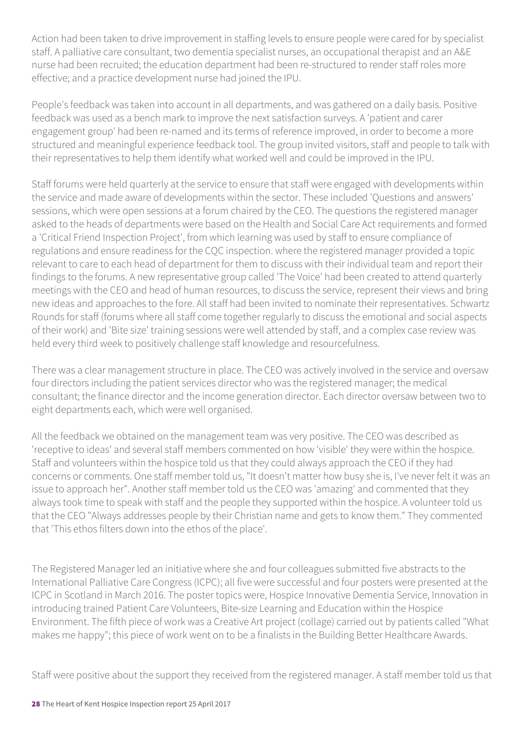Action had been taken to drive improvement in staffing levels to ensure people were cared for by specialist staff. A palliative care consultant, two dementia specialist nurses, an occupational therapist and an A&E nurse had been recruited; the education department had been re-structured to render staff roles more effective; and a practice development nurse had joined the IPU.

People's feedback was taken into account in all departments, and was gathered on a daily basis. Positive feedback was used as a bench mark to improve the next satisfaction surveys. A 'patient and carer engagement group' had been re-named and its terms of reference improved, in order to become a more structured and meaningful experience feedback tool. The group invited visitors, staff and people to talk with their representatives to help them identify what worked well and could be improved in the IPU.

Staff forums were held quarterly at the service to ensure that staff were engaged with developments within the service and made aware of developments within the sector. These included 'Questions and answers' sessions, which were open sessions at a forum chaired by the CEO. The questions the registered manager asked to the heads of departments were based on the Health and Social Care Act requirements and formed a 'Critical Friend Inspection Project', from which learning was used by staff to ensure compliance of regulations and ensure readiness for the CQC inspection. where the registered manager provided a topic relevant to care to each head of department for them to discuss with their individual team and report their findings to the forums. A new representative group called 'The Voice' had been created to attend quarterly meetings with the CEO and head of human resources, to discuss the service, represent their views and bring new ideas and approaches to the fore. All staff had been invited to nominate their representatives. Schwartz Rounds for staff (forums where all staff come together regularly to discuss the emotional and social aspects of their work) and 'Bite size' training sessions were well attended by staff, and a complex case review was held every third week to positively challenge staff knowledge and resourcefulness.

There was a clear management structure in place. The CEO was actively involved in the service and oversaw four directors including the patient services director who was the registered manager; the medical consultant; the finance director and the income generation director. Each director oversaw between two to eight departments each, which were well organised.

All the feedback we obtained on the management team was very positive. The CEO was described as 'receptive to ideas' and several staff members commented on how 'visible' they were within the hospice. Staff and volunteers within the hospice told us that they could always approach the CEO if they had concerns or comments. One staff member told us, "It doesn't matter how busy she is, I've never felt it was an issue to approach her". Another staff member told us the CEO was 'amazing' and commented that they always took time to speak with staff and the people they supported within the hospice. A volunteer told us that the CEO "Always addresses people by their Christian name and gets to know them." They commented that 'This ethos filters down into the ethos of the place'.

The Registered Manager led an initiative where she and four colleagues submitted five abstracts to the International Palliative Care Congress (ICPC); all five were successful and four posters were presented at the ICPC in Scotland in March 2016. The poster topics were, Hospice Innovative Dementia Service, Innovation in introducing trained Patient Care Volunteers, Bite-size Learning and Education within the Hospice Environment. The fifth piece of work was a Creative Art project (collage) carried out by patients called "What makes me happy"; this piece of work went on to be a finalists in the Building Better Healthcare Awards.

Staff were positive about the support they received from the registered manager. A staff member told us that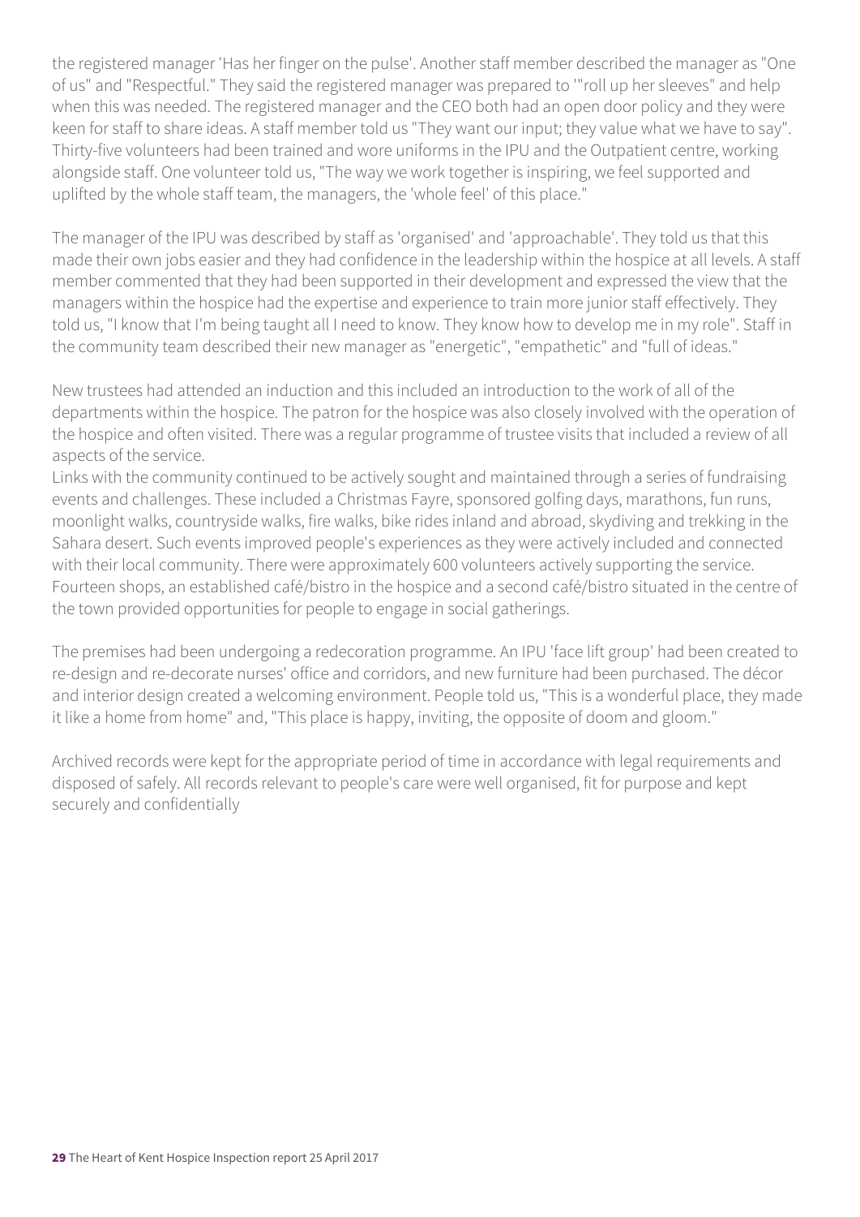the registered manager 'Has her finger on the pulse'. Another staff member described the manager as "One of us" and "Respectful." They said the registered manager was prepared to '"roll up her sleeves" and help when this was needed. The registered manager and the CEO both had an open door policy and they were keen for staff to share ideas. A staff member told us "They want our input; they value what we have to say". Thirty-five volunteers had been trained and wore uniforms in the IPU and the Outpatient centre, working alongside staff. One volunteer told us, "The way we work together is inspiring, we feel supported and uplifted by the whole staff team, the managers, the 'whole feel' of this place."

The manager of the IPU was described by staff as 'organised' and 'approachable'. They told us that this made their own jobs easier and they had confidence in the leadership within the hospice at all levels. A staff member commented that they had been supported in their development and expressed the view that the managers within the hospice had the expertise and experience to train more junior staff effectively. They told us, "I know that I'm being taught all I need to know. They know how to develop me in my role". Staff in the community team described their new manager as "energetic", "empathetic" and "full of ideas."

New trustees had attended an induction and this included an introduction to the work of all of the departments within the hospice. The patron for the hospice was also closely involved with the operation of the hospice and often visited. There was a regular programme of trustee visits that included a review of all aspects of the service.
Links with the community continued to be actively sought and maintained through a series of fundraising events and challenges. These included a Christmas Fayre, sponsored golfing days, marathons, fun runs, moonlight walks, countryside walks, fire walks, bike rides inland and abroad, skydiving and trekking in the Sahara desert. Such events improved people's experiences as they were actively included and connected with their local community. There were approximately 600 volunteers actively supporting the service. Fourteen shops, an established café/bistro in the hospice and a second café/bistro situated in the centre of the town provided opportunities for people to engage in social gatherings.

The premises had been undergoing a redecoration programme. An IPU 'face lift group' had been created to re-design and re-decorate nurses' office and corridors, and new furniture had been purchased. The décor and interior design created a welcoming environment. People told us, "This is a wonderful place, they made it like a home from home" and, "This place is happy, inviting, the opposite of doom and gloom."

Archived records were kept for the appropriate period of time in accordance with legal requirements and disposed of safely. All records relevant to people's care were well organised, fit for purpose and kept securely and confidentially